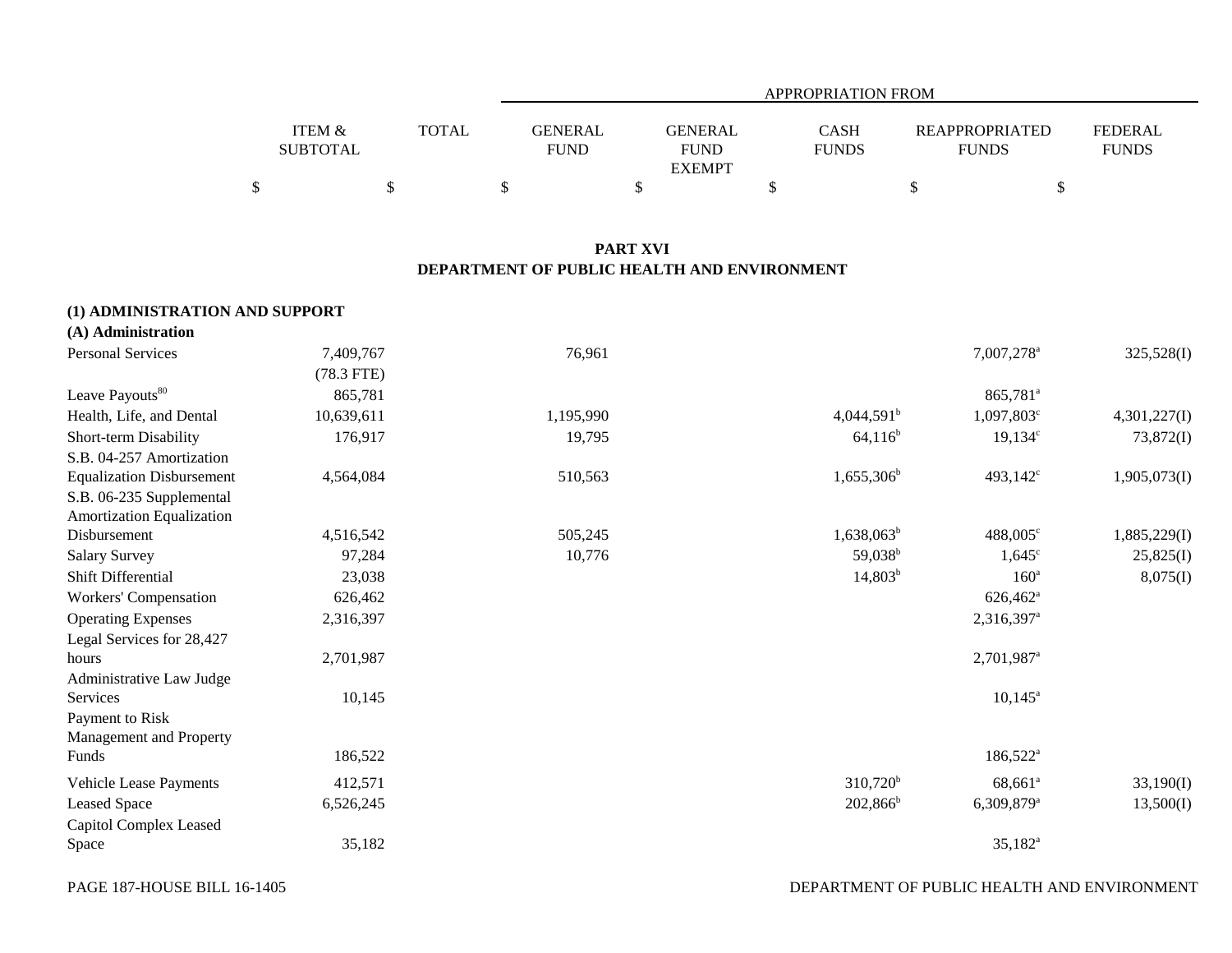| | ITEM & SUBTOTAL | TOTAL | APPROPRIATION FROM GENERAL FUND | GENERAL FUND EXEMPT | CASH FUNDS | REAPPROPRIATED FUNDS | FEDERAL FUNDS |
|---|---|---|---|---|---|---|---|
| | $ | $ | $ | $ | $ | $ | $ |

## PART XVI
## DEPARTMENT OF PUBLIC HEALTH AND ENVIRONMENT

**(1) ADMINISTRATION AND SUPPORT**

**(A) Administration**

| | ITEM & SUBTOTAL | TOTAL | GENERAL FUND | GENERAL FUND EXEMPT | CASH FUNDS | REAPPROPRIATED FUNDS | FEDERAL FUNDS |
|---|---|---|---|---|---|---|---|
| Personal Services | 7,409,767 | | 76,961 | | | 7,007,278[a] | 325,528(I) |
| | (78.3 FTE) | | | | | | |
| Leave Payouts[80] | 865,781 | | | | | 865,781[a] | |
| Health, Life, and Dental | 10,639,611 | | 1,195,990 | | 4,044,591[b] | 1,097,803[c] | 4,301,227(I) |
| Short-term Disability | 176,917 | | 19,795 | | 64,116[b] | 19,134[c] | 73,872(I) |
| S.B. 04-257 Amortization Equalization Disbursement | 4,564,084 | | 510,563 | | 1,655,306[b] | 493,142[c] | 1,905,073(I) |
| S.B. 06-235 Supplemental Amortization Equalization Disbursement | 4,516,542 | | 505,245 | | 1,638,063[b] | 488,005[c] | 1,885,229(I) |
| Salary Survey | 97,284 | | 10,776 | | 59,038[b] | 1,645[c] | 25,825(I) |
| Shift Differential | 23,038 | | | | 14,803[b] | 160[a] | 8,075(I) |
| Workers' Compensation | 626,462 | | | | | 626,462[a] | |
| Operating Expenses | 2,316,397 | | | | | 2,316,397[a] | |
| Legal Services for 28,427 hours | 2,701,987 | | | | | 2,701,987[a] | |
| Administrative Law Judge Services | 10,145 | | | | | 10,145[a] | |
| Payment to Risk Management and Property Funds | 186,522 | | | | | 186,522[a] | |
| Vehicle Lease Payments | 412,571 | | | | 310,720[b] | 68,661[a] | 33,190(I) |
| Leased Space | 6,526,245 | | | | 202,866[b] | 6,309,879[a] | 13,500(I) |
| Capitol Complex Leased Space | 35,182 | | | | | 35,182[a] | |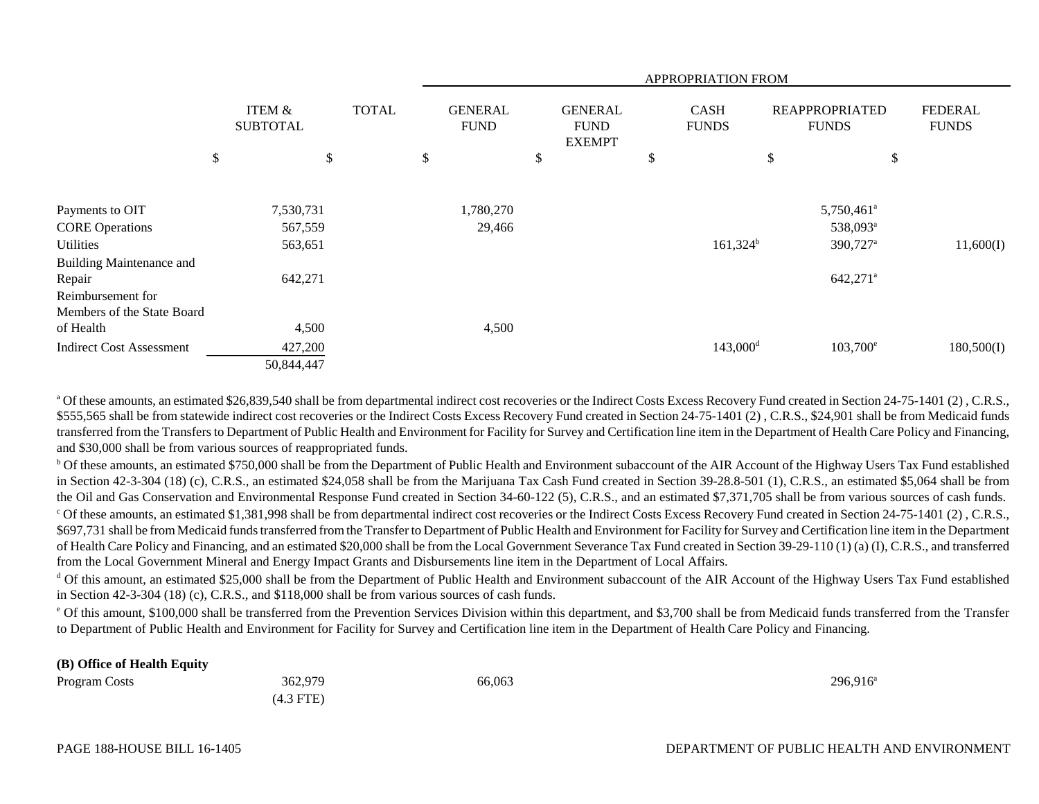| | ITEM & SUBTOTAL | TOTAL | APPROPRIATION FROM | | | | |
|---|---|---|---|---|---|---|---|
| | | | GENERAL FUND | GENERAL FUND EXEMPT | CASH FUNDS | REAPPROPRIATED FUNDS | FEDERAL FUNDS |
| | $ | $ | $ | $ | $ | $ | $ |
| Payments to OIT | 7,530,731 | | 1,780,270 | | | 5,750,461[a] | |
| CORE Operations | 567,559 | | 29,466 | | | 538,093[a] | |
| Utilities | 563,651 | | | | 161,324[b] | 390,727[a] | 11,600(I) |
| Building Maintenance and Repair | 642,271 | | | | | 642,271[a] | |
| Reimbursement for Members of the State Board of Health | 4,500 | | 4,500 | | | | |
| Indirect Cost Assessment | 427,200 | | | | 143,000[d] | 103,700[e] | 180,500(I) |
| | 50,844,447 | | | | | | |

[a] Of these amounts, an estimated $26,839,540 shall be from departmental indirect cost recoveries or the Indirect Costs Excess Recovery Fund created in Section 24-75-1401 (2) , C.R.S., $555,565 shall be from statewide indirect cost recoveries or the Indirect Costs Excess Recovery Fund created in Section 24-75-1401 (2) , C.R.S., $24,901 shall be from Medicaid funds transferred from the Transfers to Department of Public Health and Environment for Facility for Survey and Certification line item in the Department of Health Care Policy and Financing, and $30,000 shall be from various sources of reappropriated funds.

[b] Of these amounts, an estimated $750,000 shall be from the Department of Public Health and Environment subaccount of the AIR Account of the Highway Users Tax Fund established in Section 42-3-304 (18) (c), C.R.S., an estimated $24,058 shall be from the Marijuana Tax Cash Fund created in Section 39-28.8-501 (1), C.R.S., an estimated $5,064 shall be from the Oil and Gas Conservation and Environmental Response Fund created in Section 34-60-122 (5), C.R.S., and an estimated $7,371,705 shall be from various sources of cash funds.

[c] Of these amounts, an estimated $1,381,998 shall be from departmental indirect cost recoveries or the Indirect Costs Excess Recovery Fund created in Section 24-75-1401 (2) , C.R.S., $697,731 shall be from Medicaid funds transferred from the Transfer to Department of Public Health and Environment for Facility for Survey and Certification line item in the Department of Health Care Policy and Financing, and an estimated $20,000 shall be from the Local Government Severance Tax Fund created in Section 39-29-110 (1) (a) (I), C.R.S., and transferred from the Local Government Mineral and Energy Impact Grants and Disbursements line item in the Department of Local Affairs.

[d] Of this amount, an estimated $25,000 shall be from the Department of Public Health and Environment subaccount of the AIR Account of the Highway Users Tax Fund established in Section 42-3-304 (18) (c), C.R.S., and $118,000 shall be from various sources of cash funds.

[e] Of this amount, $100,000 shall be transferred from the Prevention Services Division within this department, and $3,700 shall be from Medicaid funds transferred from the Transfer to Department of Public Health and Environment for Facility for Survey and Certification line item in the Department of Health Care Policy and Financing.

**(B) Office of Health Equity**

| | ITEM & SUBTOTAL | TOTAL | GENERAL FUND | GENERAL FUND EXEMPT | CASH FUNDS | REAPPROPRIATED FUNDS | FEDERAL FUNDS |
|---|---|---|---|---|---|---|---|
| Program Costs | 362,979 | | 66,063 | | | 296,916[a] | |
| | (4.3 FTE) | | | | | | |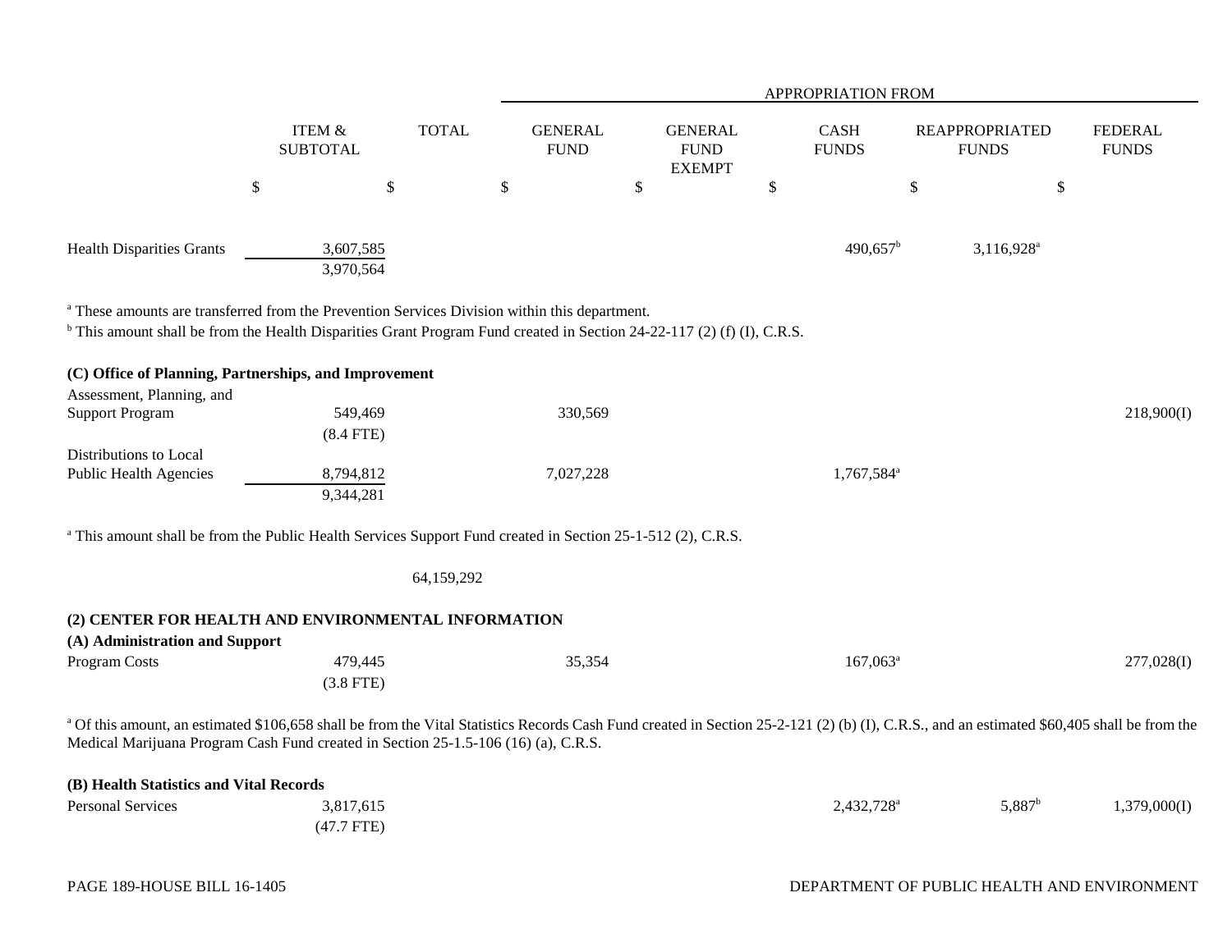| | ITEM & SUBTOTAL | TOTAL | GENERAL FUND | GENERAL FUND EXEMPT | CASH FUNDS | REAPPROPRIATED FUNDS | FEDERAL FUNDS |
|---|---|---|---|---|---|---|---|
| | | | APPROPRIATION FROM | | | | |
| | $ | $ | $ | $ | $ | $ | $ |
| Health Disparities Grants | 3,607,585 | | | | 490,657[b] | 3,116,928[a] | |
| | 3,970,564 | | | | | | |

[a] These amounts are transferred from the Prevention Services Division within this department.
[b] This amount shall be from the Health Disparities Grant Program Fund created in Section 24-22-117 (2) (f) (I), C.R.S.

**(C) Office of Planning, Partnerships, and Improvement**

| | ITEM & SUBTOTAL | TOTAL | GENERAL FUND | GENERAL FUND EXEMPT | CASH FUNDS | REAPPROPRIATED FUNDS | FEDERAL FUNDS |
|---|---|---|---|---|---|---|---|
| Assessment, Planning, and Support Program | 549,469 | | 330,569 | | | | 218,900(I) |
| | (8.4 FTE) | | | | | | |
| Distributions to Local Public Health Agencies | 8,794,812 | | 7,027,228 | | 1,767,584[a] | | |
| | 9,344,281 | | | | | | |

[a] This amount shall be from the Public Health Services Support Fund created in Section 25-1-512 (2), C.R.S.

| | ITEM & SUBTOTAL | TOTAL | GENERAL FUND | GENERAL FUND EXEMPT | CASH FUNDS | REAPPROPRIATED FUNDS | FEDERAL FUNDS |
|---|---|---|---|---|---|---|---|
| | | 64,159,292 | | | | | |

**(2) CENTER FOR HEALTH AND ENVIRONMENTAL INFORMATION**

**(A) Administration and Support**

| | ITEM & SUBTOTAL | TOTAL | GENERAL FUND | GENERAL FUND EXEMPT | CASH FUNDS | REAPPROPRIATED FUNDS | FEDERAL FUNDS |
|---|---|---|---|---|---|---|---|
| Program Costs | 479,445 | | 35,354 | | 167,063[a] | | 277,028(I) |
| | (3.8 FTE) | | | | | | |

[a] Of this amount, an estimated $106,658 shall be from the Vital Statistics Records Cash Fund created in Section 25-2-121 (2) (b) (I), C.R.S., and an estimated $60,405 shall be from the Medical Marijuana Program Cash Fund created in Section 25-1.5-106 (16) (a), C.R.S.

**(B) Health Statistics and Vital Records**

| | ITEM & SUBTOTAL | TOTAL | GENERAL FUND | GENERAL FUND EXEMPT | CASH FUNDS | REAPPROPRIATED FUNDS | FEDERAL FUNDS |
|---|---|---|---|---|---|---|---|
| Personal Services | 3,817,615 | | | | 2,432,728[a] | 5,887[b] | 1,379,000(I) |
| | (47.7 FTE) | | | | | | |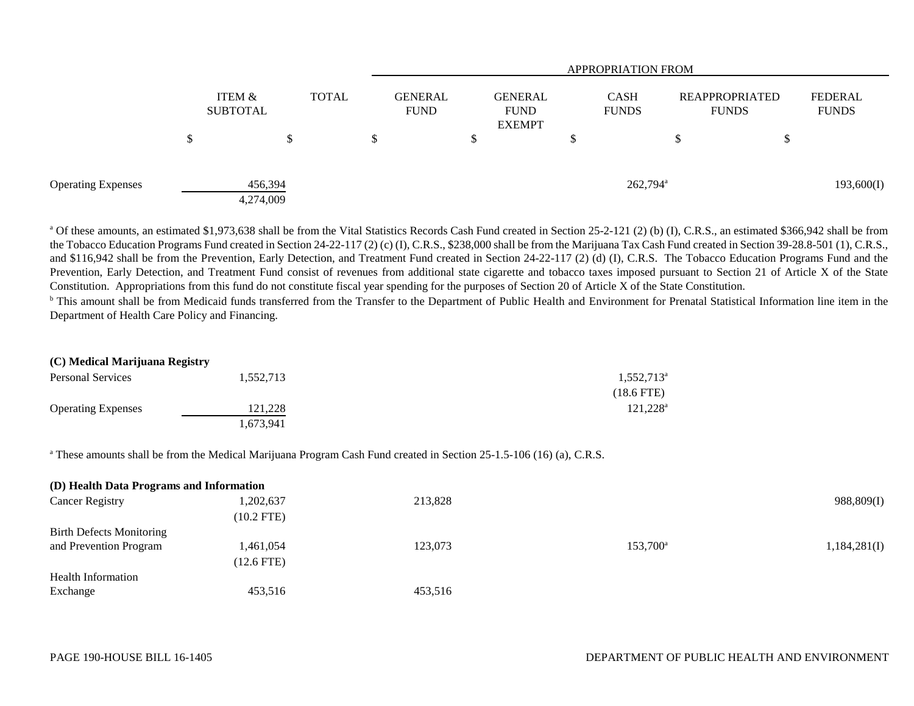| | ITEM & SUBTOTAL | TOTAL | APPROPRIATION FROM GENERAL FUND | GENERAL FUND EXEMPT | CASH FUNDS | REAPPROPRIATED FUNDS | FEDERAL FUNDS |
|---|---|---|---|---|---|---|---|
| | $ | $ | $ | $ | $ | $ | $ |
| Operating Expenses | 456,394 | | | | 262,794[a] | | 193,600(I) |
| | 4,274,009 | | | | | | |

[a] Of these amounts, an estimated $1,973,638 shall be from the Vital Statistics Records Cash Fund created in Section 25-2-121 (2) (b) (I), C.R.S., an estimated $366,942 shall be from the Tobacco Education Programs Fund created in Section 24-22-117 (2) (c) (I), C.R.S., $238,000 shall be from the Marijuana Tax Cash Fund created in Section 39-28.8-501 (1), C.R.S., and $116,942 shall be from the Prevention, Early Detection, and Treatment Fund created in Section 24-22-117 (2) (d) (I), C.R.S. The Tobacco Education Programs Fund and the Prevention, Early Detection, and Treatment Fund consist of revenues from additional state cigarette and tobacco taxes imposed pursuant to Section 21 of Article X of the State Constitution. Appropriations from this fund do not constitute fiscal year spending for the purposes of Section 20 of Article X of the State Constitution.

[b] This amount shall be from Medicaid funds transferred from the Transfer to the Department of Public Health and Environment for Prenatal Statistical Information line item in the Department of Health Care Policy and Financing.

| | ITEM & SUBTOTAL | TOTAL | GENERAL FUND | GENERAL FUND EXEMPT | CASH FUNDS | REAPPROPRIATED FUNDS | FEDERAL FUNDS |
|---|---|---|---|---|---|---|---|
| **(C) Medical Marijuana Registry** | | | | | | | |
| Personal Services | 1,552,713 | | | | 1,552,713[a] | | |
| | | | | | (18.6 FTE) | | |
| Operating Expenses | 121,228 | | | | 121,228[a] | | |
| | 1,673,941 | | | | | | |

[a] These amounts shall be from the Medical Marijuana Program Cash Fund created in Section 25-1.5-106 (16) (a), C.R.S.

| | ITEM & SUBTOTAL | TOTAL | GENERAL FUND | GENERAL FUND EXEMPT | CASH FUNDS | REAPPROPRIATED FUNDS | FEDERAL FUNDS |
|---|---|---|---|---|---|---|---|
| **(D) Health Data Programs and Information** | | | | | | | |
| Cancer Registry | 1,202,637 | | 213,828 | | | | 988,809(I) |
| | (10.2 FTE) | | | | | | |
| Birth Defects Monitoring and Prevention Program | 1,461,054 | | 123,073 | | 153,700[a] | | 1,184,281(I) |
| | (12.6 FTE) | | | | | | |
| Health Information Exchange | 453,516 | | 453,516 | | | | |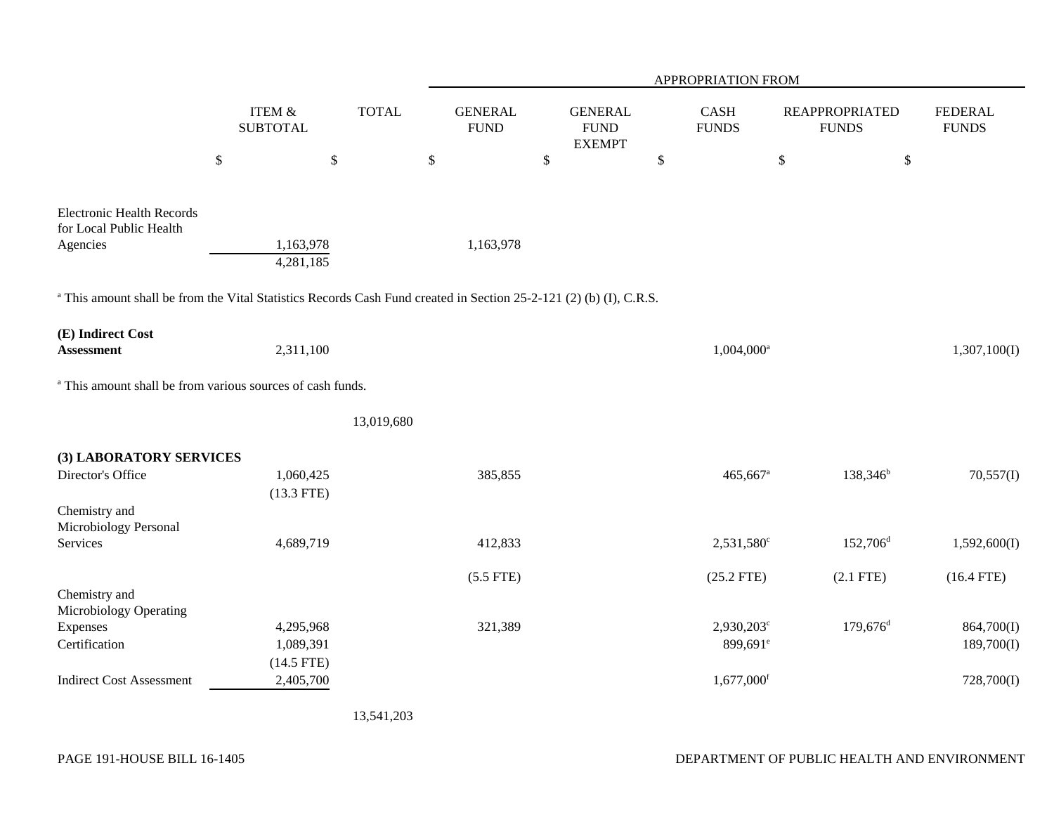| | ITEM & SUBTOTAL | TOTAL | GENERAL FUND | GENERAL FUND EXEMPT | CASH FUNDS | REAPPROPRIATED FUNDS | FEDERAL FUNDS |
|---|---|---|---|---|---|---|---|
| | | | APPROPRIATION FROM | | | | |
| | $ | $ | $ | $ | $ | $ | $ |
| Electronic Health Records for Local Public Health Agencies | 1,163,978 | | 1,163,978 | | | | |
| | 4,281,185 | | | | | | |

[a] This amount shall be from the Vital Statistics Records Cash Fund created in Section 25-2-121 (2) (b) (I), C.R.S.

| | ITEM & SUBTOTAL | TOTAL | GENERAL FUND | GENERAL FUND EXEMPT | CASH FUNDS | REAPPROPRIATED FUNDS | FEDERAL FUNDS |
|---|---|---|---|---|---|---|---|
| **(E) Indirect Cost Assessment** | 2,311,100 | | | | 1,004,000[a] | | 1,307,100(I) |

[a] This amount shall be from various sources of cash funds.

| | ITEM & SUBTOTAL | TOTAL | GENERAL FUND | GENERAL FUND EXEMPT | CASH FUNDS | REAPPROPRIATED FUNDS | FEDERAL FUNDS |
|---|---|---|---|---|---|---|---|
| | | 13,019,680 | | | | | |
| **(3) LABORATORY SERVICES** | | | | | | | |
| Director's Office | 1,060,425 | | 385,855 | | 465,667[a] | 138,346[b] | 70,557(I) |
| | (13.3 FTE) | | | | | | |
| Chemistry and Microbiology Personal Services | 4,689,719 | | 412,833 | | 2,531,580[c] | 152,706[d] | 1,592,600(I) |
| | | | (5.5 FTE) | | (25.2 FTE) | (2.1 FTE) | (16.4 FTE) |
| Chemistry and Microbiology Operating Expenses | 4,295,968 | | 321,389 | | 2,930,203[c] | 179,676[d] | 864,700(I) |
| Certification | 1,089,391 | | | | 899,691[e] | | 189,700(I) |
| | (14.5 FTE) | | | | | | |
| Indirect Cost Assessment | 2,405,700 | | | | 1,677,000[f] | | 728,700(I) |
| | | 13,541,203 | | | | | |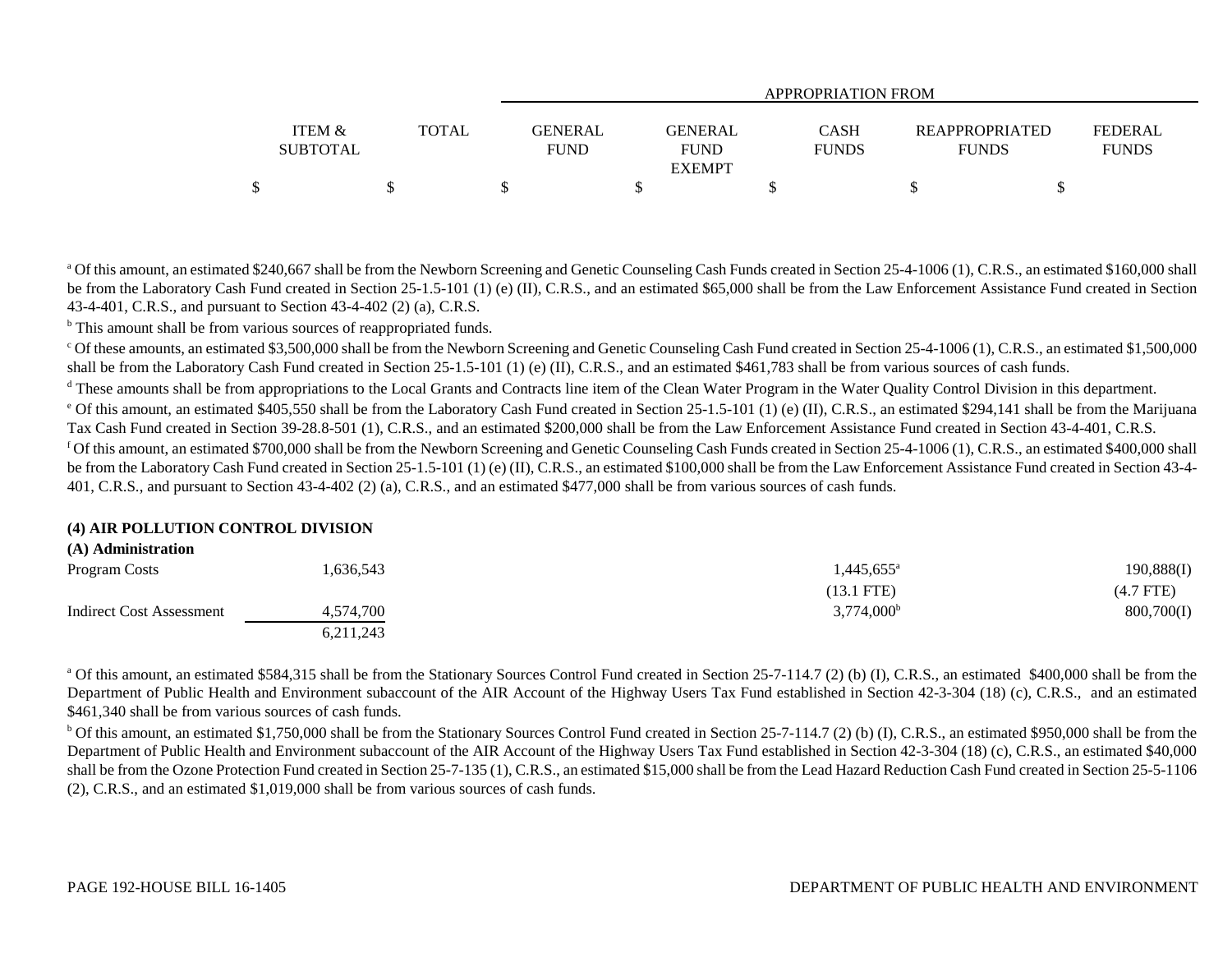| | ITEM & SUBTOTAL | TOTAL | APPROPRIATION FROM GENERAL FUND | GENERAL FUND EXEMPT | CASH FUNDS | REAPPROPRIATED FUNDS | FEDERAL FUNDS |
|---|---|---|---|---|---|---|---|
| | $ | $ | $ | $ | $ | $ | $ |

[a] Of this amount, an estimated $240,667 shall be from the Newborn Screening and Genetic Counseling Cash Funds created in Section 25-4-1006 (1), C.R.S., an estimated $160,000 shall be from the Laboratory Cash Fund created in Section 25-1.5-101 (1) (e) (II), C.R.S., and an estimated $65,000 shall be from the Law Enforcement Assistance Fund created in Section 43-4-401, C.R.S., and pursuant to Section 43-4-402 (2) (a), C.R.S.

[b] This amount shall be from various sources of reappropriated funds.

[c] Of these amounts, an estimated $3,500,000 shall be from the Newborn Screening and Genetic Counseling Cash Fund created in Section 25-4-1006 (1), C.R.S., an estimated $1,500,000 shall be from the Laboratory Cash Fund created in Section 25-1.5-101 (1) (e) (II), C.R.S., and an estimated $461,783 shall be from various sources of cash funds.

[d] These amounts shall be from appropriations to the Local Grants and Contracts line item of the Clean Water Program in the Water Quality Control Division in this department.

[e] Of this amount, an estimated $405,550 shall be from the Laboratory Cash Fund created in Section 25-1.5-101 (1) (e) (II), C.R.S., an estimated $294,141 shall be from the Marijuana Tax Cash Fund created in Section 39-28.8-501 (1), C.R.S., and an estimated $200,000 shall be from the Law Enforcement Assistance Fund created in Section 43-4-401, C.R.S.

[f] Of this amount, an estimated $700,000 shall be from the Newborn Screening and Genetic Counseling Cash Funds created in Section 25-4-1006 (1), C.R.S., an estimated $400,000 shall be from the Laboratory Cash Fund created in Section 25-1.5-101 (1) (e) (II), C.R.S., an estimated $100,000 shall be from the Law Enforcement Assistance Fund created in Section 43-4-401, C.R.S., and pursuant to Section 43-4-402 (2) (a), C.R.S., and an estimated $477,000 shall be from various sources of cash funds.

**(4) AIR POLLUTION CONTROL DIVISION**

**(A) Administration**

| | ITEM & SUBTOTAL | TOTAL | GENERAL FUND | GENERAL FUND EXEMPT | CASH FUNDS | REAPPROPRIATED FUNDS | FEDERAL FUNDS |
|---|---|---|---|---|---|---|---|
| Program Costs | 1,636,543 | | | | 1,445,655[a] | | 190,888(I) |
| | | | | | (13.1 FTE) | | (4.7 FTE) |
| Indirect Cost Assessment | 4,574,700 | | | | 3,774,000[b] | | 800,700(I) |
| | 6,211,243 | | | | | | |

[a] Of this amount, an estimated $584,315 shall be from the Stationary Sources Control Fund created in Section 25-7-114.7 (2) (b) (I), C.R.S., an estimated $400,000 shall be from the Department of Public Health and Environment subaccount of the AIR Account of the Highway Users Tax Fund established in Section 42-3-304 (18) (c), C.R.S., and an estimated $461,340 shall be from various sources of cash funds.

[b] Of this amount, an estimated $1,750,000 shall be from the Stationary Sources Control Fund created in Section 25-7-114.7 (2) (b) (I), C.R.S., an estimated $950,000 shall be from the Department of Public Health and Environment subaccount of the AIR Account of the Highway Users Tax Fund established in Section 42-3-304 (18) (c), C.R.S., an estimated $40,000 shall be from the Ozone Protection Fund created in Section 25-7-135 (1), C.R.S., an estimated $15,000 shall be from the Lead Hazard Reduction Cash Fund created in Section 25-5-1106 (2), C.R.S., and an estimated $1,019,000 shall be from various sources of cash funds.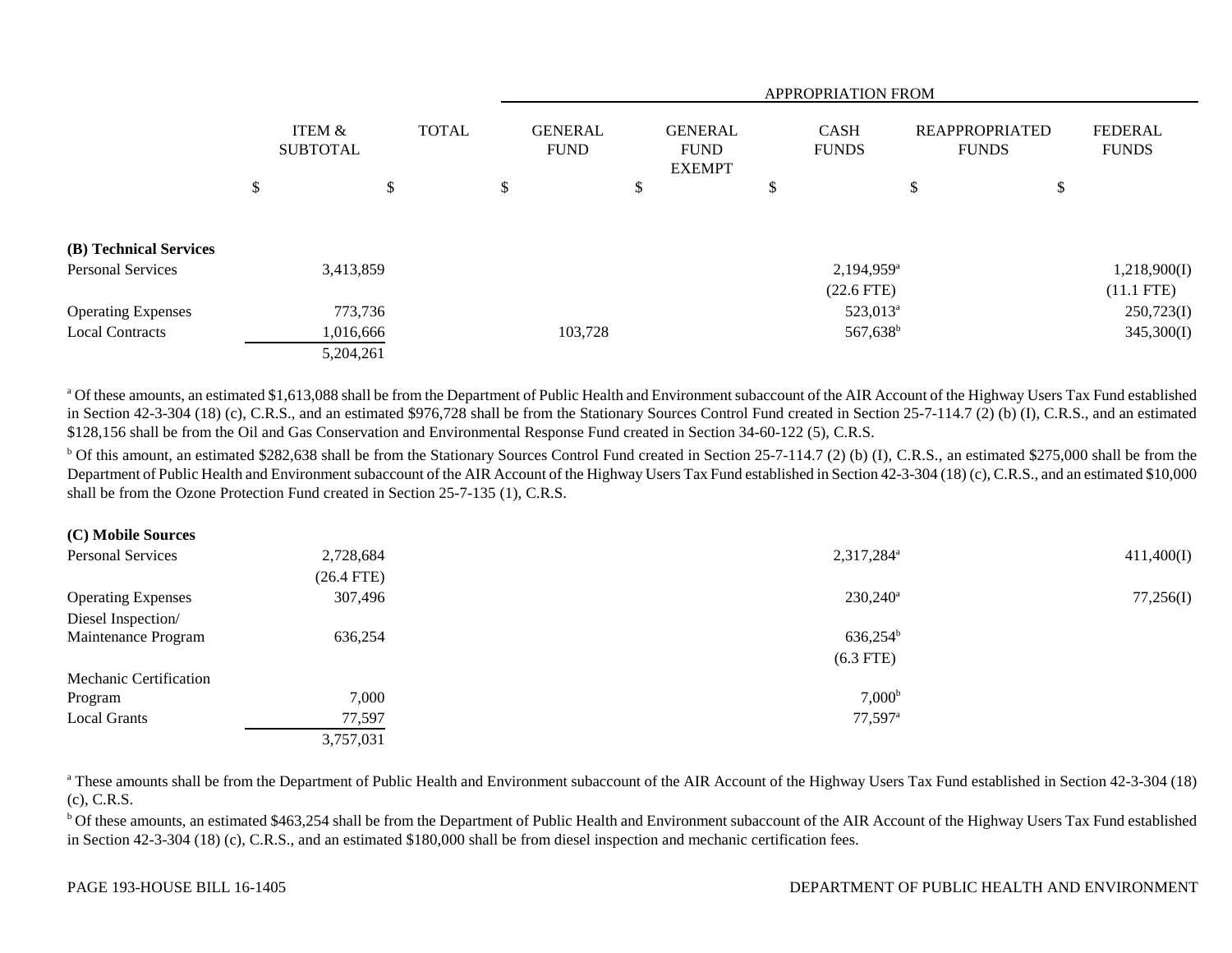| | ITEM & SUBTOTAL | TOTAL | APPROPRIATION FROM | | | | |
|---|---|---|---|---|---|---|---|
| | | | GENERAL FUND | GENERAL FUND EXEMPT | CASH FUNDS | REAPPROPRIATED FUNDS | FEDERAL FUNDS |
| | $ | $ | $ | $ | $ | $ | $ |
| **(B) Technical Services** | | | | | | | |
| Personal Services | 3,413,859 | | | | 2,194,959[a] | | 1,218,900(I) |
| | | | | | (22.6 FTE) | | (11.1 FTE) |
| Operating Expenses | 773,736 | | | | 523,013[a] | | 250,723(I) |
| Local Contracts | 1,016,666 | | 103,728 | | 567,638[b] | | 345,300(I) |
| | 5,204,261 | | | | | | |

[a] Of these amounts, an estimated $1,613,088 shall be from the Department of Public Health and Environment subaccount of the AIR Account of the Highway Users Tax Fund established in Section 42-3-304 (18) (c), C.R.S., and an estimated $976,728 shall be from the Stationary Sources Control Fund created in Section 25-7-114.7 (2) (b) (I), C.R.S., and an estimated $128,156 shall be from the Oil and Gas Conservation and Environmental Response Fund created in Section 34-60-122 (5), C.R.S.

[b] Of this amount, an estimated $282,638 shall be from the Stationary Sources Control Fund created in Section 25-7-114.7 (2) (b) (I), C.R.S., an estimated $275,000 shall be from the Department of Public Health and Environment subaccount of the AIR Account of the Highway Users Tax Fund established in Section 42-3-304 (18) (c), C.R.S., and an estimated $10,000 shall be from the Ozone Protection Fund created in Section 25-7-135 (1), C.R.S.

| | ITEM & SUBTOTAL | TOTAL | GENERAL FUND | GENERAL FUND EXEMPT | CASH FUNDS | REAPPROPRIATED FUNDS | FEDERAL FUNDS |
|---|---|---|---|---|---|---|---|
| **(C) Mobile Sources** | | | | | | | |
| Personal Services | 2,728,684 | | | | 2,317,284[a] | | 411,400(I) |
| | (26.4 FTE) | | | | | | |
| Operating Expenses | 307,496 | | | | 230,240[a] | | 77,256(I) |
| Diesel Inspection/ Maintenance Program | 636,254 | | | | 636,254[b] | | |
| | | | | | (6.3 FTE) | | |
| Mechanic Certification Program | 7,000 | | | | 7,000[b] | | |
| Local Grants | 77,597 | | | | 77,597[a] | | |
| | 3,757,031 | | | | | | |

[a] These amounts shall be from the Department of Public Health and Environment subaccount of the AIR Account of the Highway Users Tax Fund established in Section 42-3-304 (18) (c), C.R.S.

[b] Of these amounts, an estimated $463,254 shall be from the Department of Public Health and Environment subaccount of the AIR Account of the Highway Users Tax Fund established in Section 42-3-304 (18) (c), C.R.S., and an estimated $180,000 shall be from diesel inspection and mechanic certification fees.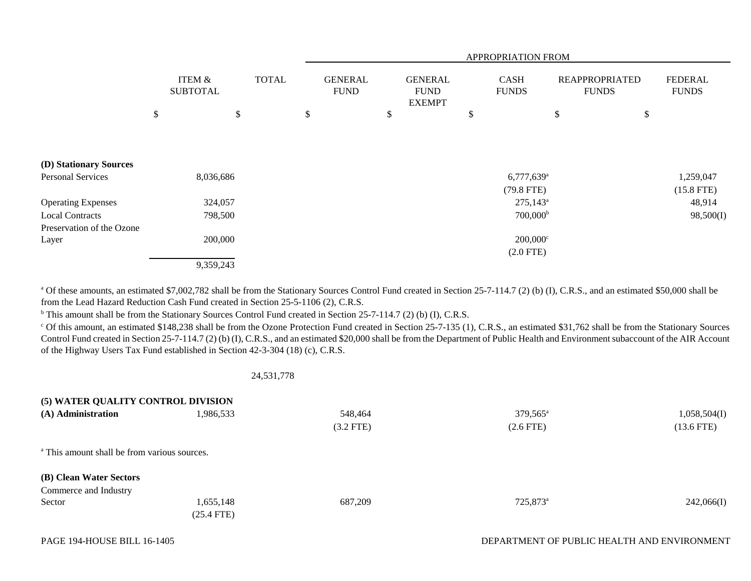| | ITEM & SUBTOTAL | TOTAL | APPROPRIATION FROM | | | | |
|---|---|---|---|---|---|---|---|
| | | | GENERAL FUND | GENERAL FUND EXEMPT | CASH FUNDS | REAPPROPRIATED FUNDS | FEDERAL FUNDS |
| | $ | $ | $ | $ | $ | $ | $ |
| **(D) Stationary Sources** | | | | | | | |
| Personal Services | 8,036,686 | | | | 6,777,639[a] | | 1,259,047 |
| | | | | | (79.8 FTE) | | (15.8 FTE) |
| Operating Expenses | 324,057 | | | | 275,143[a] | | 48,914 |
| Local Contracts | 798,500 | | | | 700,000[b] | | 98,500(I) |
| Preservation of the Ozone Layer | 200,000 | | | | 200,000[c] | | |
| | | | | | (2.0 FTE) | | |
| | 9,359,243 | | | | | | |

[a] Of these amounts, an estimated $7,002,782 shall be from the Stationary Sources Control Fund created in Section 25-7-114.7 (2) (b) (I), C.R.S., and an estimated $50,000 shall be from the Lead Hazard Reduction Cash Fund created in Section 25-5-1106 (2), C.R.S.

[b] This amount shall be from the Stationary Sources Control Fund created in Section 25-7-114.7 (2) (b) (I), C.R.S.

[c] Of this amount, an estimated $148,238 shall be from the Ozone Protection Fund created in Section 25-7-135 (1), C.R.S., an estimated $31,762 shall be from the Stationary Sources Control Fund created in Section 25-7-114.7 (2) (b) (I), C.R.S., and an estimated $20,000 shall be from the Department of Public Health and Environment subaccount of the AIR Account of the Highway Users Tax Fund established in Section 42-3-304 (18) (c), C.R.S.

| | ITEM & SUBTOTAL | TOTAL | GENERAL FUND | GENERAL FUND EXEMPT | CASH FUNDS | REAPPROPRIATED FUNDS | FEDERAL FUNDS |
|---|---|---|---|---|---|---|---|
| | | 24,531,778 | | | | | |
| **(5) WATER QUALITY CONTROL DIVISION** | | | | | | | |
| **(A) Administration** | 1,986,533 | | 548,464 | | 379,565[a] | | 1,058,504(I) |
| | | | (3.2 FTE) | | (2.6 FTE) | | (13.6 FTE) |

[a] This amount shall be from various sources.

| | ITEM & SUBTOTAL | TOTAL | GENERAL FUND | GENERAL FUND EXEMPT | CASH FUNDS | REAPPROPRIATED FUNDS | FEDERAL FUNDS |
|---|---|---|---|---|---|---|---|
| **(B) Clean Water Sectors** | | | | | | | |
| Commerce and Industry Sector | 1,655,148 | | 687,209 | | 725,873[a] | | 242,066(I) |
| | (25.4 FTE) | | | | | | |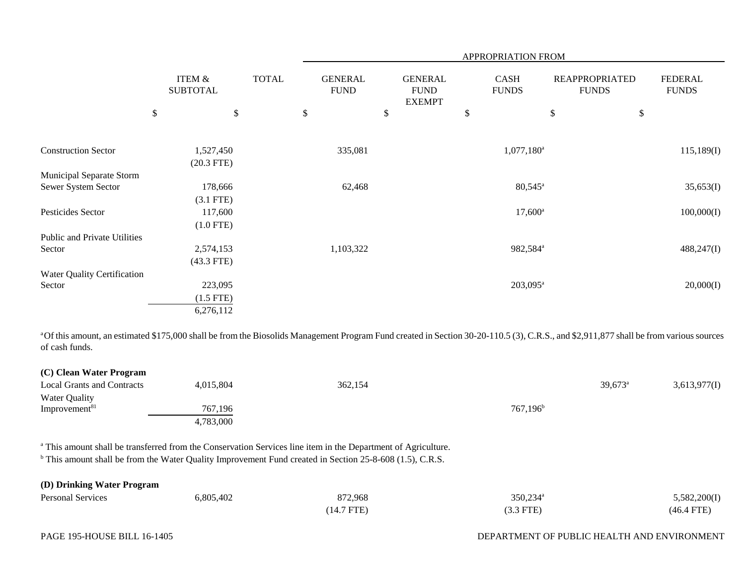| | ITEM & SUBTOTAL | TOTAL | APPROPRIATION FROM GENERAL FUND | GENERAL FUND EXEMPT | CASH FUNDS | REAPPROPRIATED FUNDS | FEDERAL FUNDS |
|---|---|---|---|---|---|---|---|
| | $ | $ | $ | $ | $ | $ | $ |
| Construction Sector | 1,527,450 (20.3 FTE) | | 335,081 | | 1,077,180[a] | | 115,189(I) |
| Municipal Separate Storm Sewer System Sector | 178,666 (3.1 FTE) | | 62,468 | | 80,545[a] | | 35,653(I) |
| Pesticides Sector | 117,600 (1.0 FTE) | | | | 17,600[a] | | 100,000(I) |
| Public and Private Utilities Sector | 2,574,153 (43.3 FTE) | | 1,103,322 | | 982,584[a] | | 488,247(I) |
| Water Quality Certification Sector | 223,095 (1.5 FTE) | | | | 203,095[a] | | 20,000(I) |
| | 6,276,112 | | | | | | |

[a] Of this amount, an estimated $175,000 shall be from the Biosolids Management Program Fund created in Section 30-20-110.5 (3), C.R.S., and $2,911,877 shall be from various sources of cash funds.

| | ITEM & SUBTOTAL | TOTAL | GENERAL FUND | GENERAL FUND EXEMPT | CASH FUNDS | REAPPROPRIATED FUNDS | FEDERAL FUNDS |
|---|---|---|---|---|---|---|---|
| **(C) Clean Water Program** | | | | | | | |
| Local Grants and Contracts | 4,015,804 | | 362,154 | | | 39,673[a] | 3,613,977(I) |
| Water Quality Improvement[81] | 767,196 | | | | 767,196[b] | | |
| | 4,783,000 | | | | | | |

[a] This amount shall be transferred from the Conservation Services line item in the Department of Agriculture.
[b] This amount shall be from the Water Quality Improvement Fund created in Section 25-8-608 (1.5), C.R.S.

| | ITEM & SUBTOTAL | TOTAL | GENERAL FUND | GENERAL FUND EXEMPT | CASH FUNDS | REAPPROPRIATED FUNDS | FEDERAL FUNDS |
|---|---|---|---|---|---|---|---|
| **(D) Drinking Water Program** | | | | | | | |
| Personal Services | 6,805,402 | | 872,968 (14.7 FTE) | | 350,234[a] (3.3 FTE) | | 5,582,200(I) (46.4 FTE) |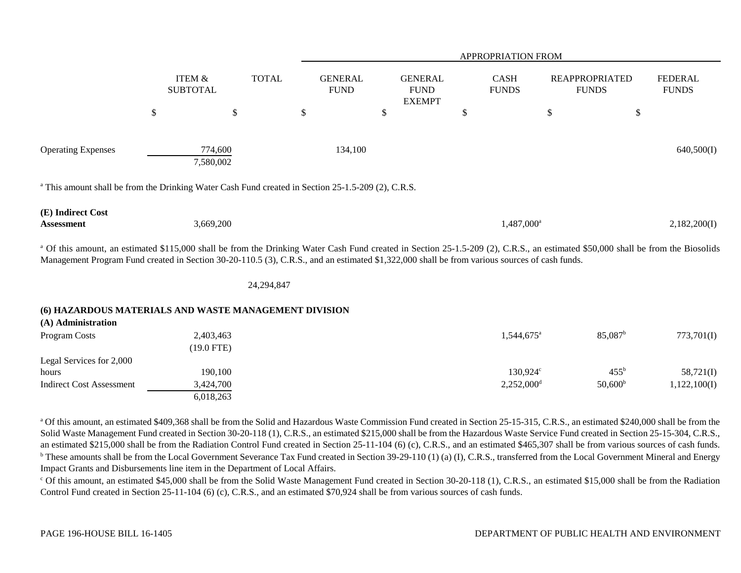| | ITEM & SUBTOTAL | TOTAL | APPROPRIATION FROM | | | | |
|---|---|---|---|---|---|---|---|
| | | | GENERAL FUND | GENERAL FUND EXEMPT | CASH FUNDS | REAPPROPRIATED FUNDS | FEDERAL FUNDS |
| | $ | $ | $ | $ | $ | $ | $ |
| Operating Expenses | 774,600 | | 134,100 | | | | 640,500(I) |
| | 7,580,002 | | | | | | |

[a] This amount shall be from the Drinking Water Cash Fund created in Section 25-1.5-209 (2), C.R.S.

| | ITEM & SUBTOTAL | TOTAL | GENERAL FUND | GENERAL FUND EXEMPT | CASH FUNDS | REAPPROPRIATED FUNDS | FEDERAL FUNDS |
|---|---|---|---|---|---|---|---|
| **(E) Indirect Cost Assessment** | 3,669,200 | | | | 1,487,000[a] | | 2,182,200(I) |

[a] Of this amount, an estimated $115,000 shall be from the Drinking Water Cash Fund created in Section 25-1.5-209 (2), C.R.S., an estimated $50,000 shall be from the Biosolids Management Program Fund created in Section 30-20-110.5 (3), C.R.S., and an estimated $1,322,000 shall be from various sources of cash funds.

| | ITEM & SUBTOTAL | TOTAL | GENERAL FUND | GENERAL FUND EXEMPT | CASH FUNDS | REAPPROPRIATED FUNDS | FEDERAL FUNDS |
|---|---|---|---|---|---|---|---|
| | | 24,294,847 | | | | | |

**(6) HAZARDOUS MATERIALS AND WASTE MANAGEMENT DIVISION**

**(A) Administration**

| | ITEM & SUBTOTAL | TOTAL | GENERAL FUND | GENERAL FUND EXEMPT | CASH FUNDS | REAPPROPRIATED FUNDS | FEDERAL FUNDS |
|---|---|---|---|---|---|---|---|
| Program Costs | 2,403,463 | | | | 1,544,675[a] | 85,087[b] | 773,701(I) |
| | (19.0 FTE) | | | | | | |
| Legal Services for 2,000 hours | 190,100 | | | | 130,924[c] | 455[b] | 58,721(I) |
| Indirect Cost Assessment | 3,424,700 | | | | 2,252,000[d] | 50,600[b] | 1,122,100(I) |
| | 6,018,263 | | | | | | |

[a] Of this amount, an estimated $409,368 shall be from the Solid and Hazardous Waste Commission Fund created in Section 25-15-315, C.R.S., an estimated $240,000 shall be from the Solid Waste Management Fund created in Section 30-20-118 (1), C.R.S., an estimated $215,000 shall be from the Hazardous Waste Service Fund created in Section 25-15-304, C.R.S., an estimated $215,000 shall be from the Radiation Control Fund created in Section 25-11-104 (6) (c), C.R.S., and an estimated $465,307 shall be from various sources of cash funds.

[b] These amounts shall be from the Local Government Severance Tax Fund created in Section 39-29-110 (1) (a) (I), C.R.S., transferred from the Local Government Mineral and Energy Impact Grants and Disbursements line item in the Department of Local Affairs.

[c] Of this amount, an estimated $45,000 shall be from the Solid Waste Management Fund created in Section 30-20-118 (1), C.R.S., an estimated $15,000 shall be from the Radiation Control Fund created in Section 25-11-104 (6) (c), C.R.S., and an estimated $70,924 shall be from various sources of cash funds.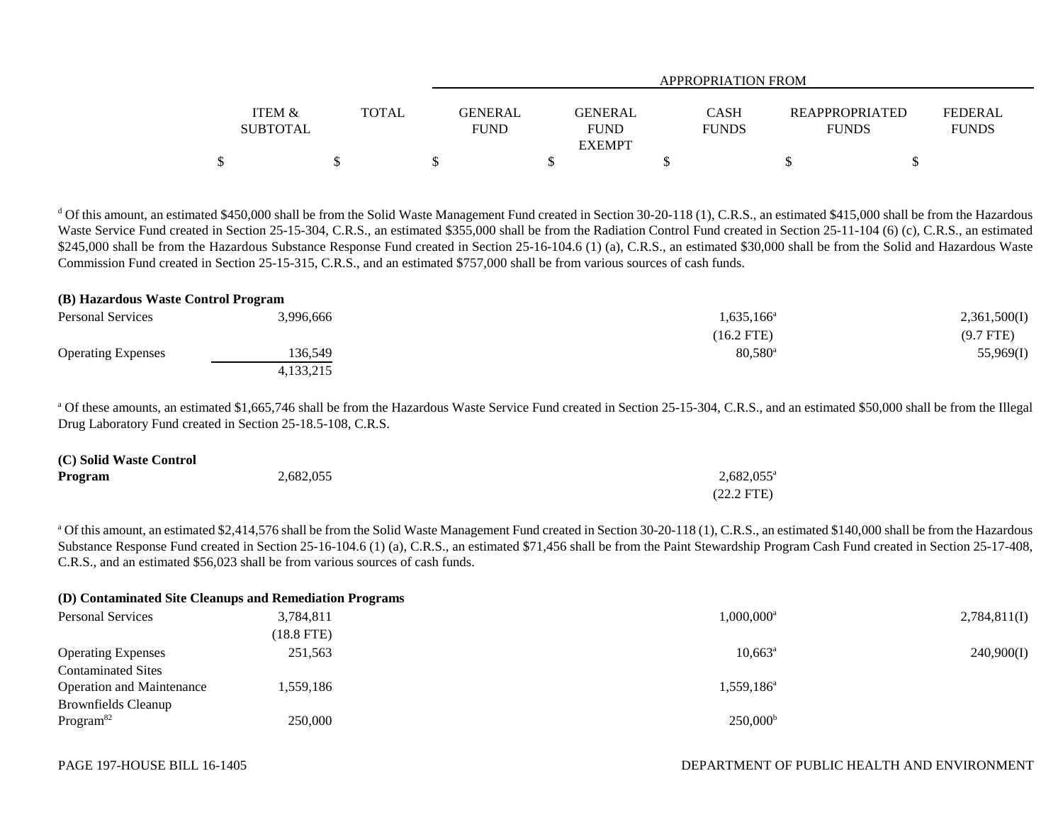| | ITEM & SUBTOTAL | TOTAL | GENERAL FUND | GENERAL FUND EXEMPT | CASH FUNDS | REAPPROPRIATED FUNDS | FEDERAL FUNDS |
|---|---|---|---|---|---|---|---|
| | | | APPROPRIATION FROM | | | | |
| | $ | $ | $ | $ | $ | $ | $ |

[d] Of this amount, an estimated $450,000 shall be from the Solid Waste Management Fund created in Section 30-20-118 (1), C.R.S., an estimated $415,000 shall be from the Hazardous Waste Service Fund created in Section 25-15-304, C.R.S., an estimated $355,000 shall be from the Radiation Control Fund created in Section 25-11-104 (6) (c), C.R.S., an estimated $245,000 shall be from the Hazardous Substance Response Fund created in Section 25-16-104.6 (1) (a), C.R.S., an estimated $30,000 shall be from the Solid and Hazardous Waste Commission Fund created in Section 25-15-315, C.R.S., and an estimated $757,000 shall be from various sources of cash funds.

**(B) Hazardous Waste Control Program**

| | ITEM & SUBTOTAL | TOTAL | GENERAL FUND | GENERAL FUND EXEMPT | CASH FUNDS | REAPPROPRIATED FUNDS | FEDERAL FUNDS |
|---|---|---|---|---|---|---|---|
| Personal Services | 3,996,666 | | | | 1,635,166[a] (16.2 FTE) | | 2,361,500(I) (9.7 FTE) |
| Operating Expenses | 136,549 | | | | 80,580[a] | | 55,969(I) |
| | 4,133,215 | | | | | | |

[a] Of these amounts, an estimated $1,665,746 shall be from the Hazardous Waste Service Fund created in Section 25-15-304, C.R.S., and an estimated $50,000 shall be from the Illegal Drug Laboratory Fund created in Section 25-18.5-108, C.R.S.

| | ITEM & SUBTOTAL | TOTAL | GENERAL FUND | GENERAL FUND EXEMPT | CASH FUNDS | REAPPROPRIATED FUNDS | FEDERAL FUNDS |
|---|---|---|---|---|---|---|---|
| **(C) Solid Waste Control Program** | 2,682,055 | | | | 2,682,055[a] (22.2 FTE) | | |

[a] Of this amount, an estimated $2,414,576 shall be from the Solid Waste Management Fund created in Section 30-20-118 (1), C.R.S., an estimated $140,000 shall be from the Hazardous Substance Response Fund created in Section 25-16-104.6 (1) (a), C.R.S., an estimated $71,456 shall be from the Paint Stewardship Program Cash Fund created in Section 25-17-408, C.R.S., and an estimated $56,023 shall be from various sources of cash funds.

**(D) Contaminated Site Cleanups and Remediation Programs**

| | ITEM & SUBTOTAL | TOTAL | GENERAL FUND | GENERAL FUND EXEMPT | CASH FUNDS | REAPPROPRIATED FUNDS | FEDERAL FUNDS |
|---|---|---|---|---|---|---|---|
| Personal Services | 3,784,811 (18.8 FTE) | | | | 1,000,000[a] | | 2,784,811(I) |
| Operating Expenses | 251,563 | | | | 10,663[a] | | 240,900(I) |
| Contaminated Sites Operation and Maintenance | 1,559,186 | | | | 1,559,186[a] | | |
| Brownfields Cleanup Program[82] | 250,000 | | | | 250,000[b] | | |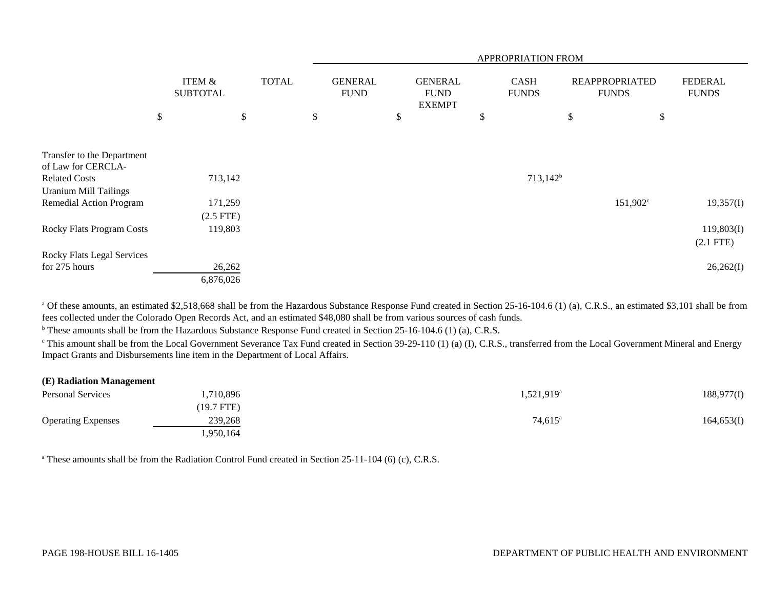| | ITEM & SUBTOTAL | TOTAL | APPROPRIATION FROM | | | | |
|---|---|---|---|---|---|---|---|
| | | | GENERAL FUND | GENERAL FUND EXEMPT | CASH FUNDS | REAPPROPRIATED FUNDS | FEDERAL FUNDS |
| | $ | $ | $ | $ | $ | $ | $ |
| Transfer to the Department of Law for CERCLA-Related Costs | 713,142 | | | | 713,142[b] | | |
| Uranium Mill Tailings Remedial Action Program | 171,259 (2.5 FTE) | | | | | 151,902[c] | 19,357(I) |
| Rocky Flats Program Costs | 119,803 | | | | | | 119,803(I) (2.1 FTE) |
| Rocky Flats Legal Services for 275 hours | 26,262 | | | | | | 26,262(I) |
| | 6,876,026 | | | | | | |

[a] Of these amounts, an estimated $2,518,668 shall be from the Hazardous Substance Response Fund created in Section 25-16-104.6 (1) (a), C.R.S., an estimated $3,101 shall be from fees collected under the Colorado Open Records Act, and an estimated $48,080 shall be from various sources of cash funds.

[b] These amounts shall be from the Hazardous Substance Response Fund created in Section 25-16-104.6 (1) (a), C.R.S.

[c] This amount shall be from the Local Government Severance Tax Fund created in Section 39-29-110 (1) (a) (I), C.R.S., transferred from the Local Government Mineral and Energy Impact Grants and Disbursements line item in the Department of Local Affairs.

**(E) Radiation Management**

| | ITEM & SUBTOTAL | TOTAL | GENERAL FUND | GENERAL FUND EXEMPT | CASH FUNDS | REAPPROPRIATED FUNDS | FEDERAL FUNDS |
|---|---|---|---|---|---|---|---|
| Personal Services | 1,710,896 (19.7 FTE) | | | | 1,521,919[a] | | 188,977(I) |
| Operating Expenses | 239,268 | | | | 74,615[a] | | 164,653(I) |
| | 1,950,164 | | | | | | |

[a] These amounts shall be from the Radiation Control Fund created in Section 25-11-104 (6) (c), C.R.S.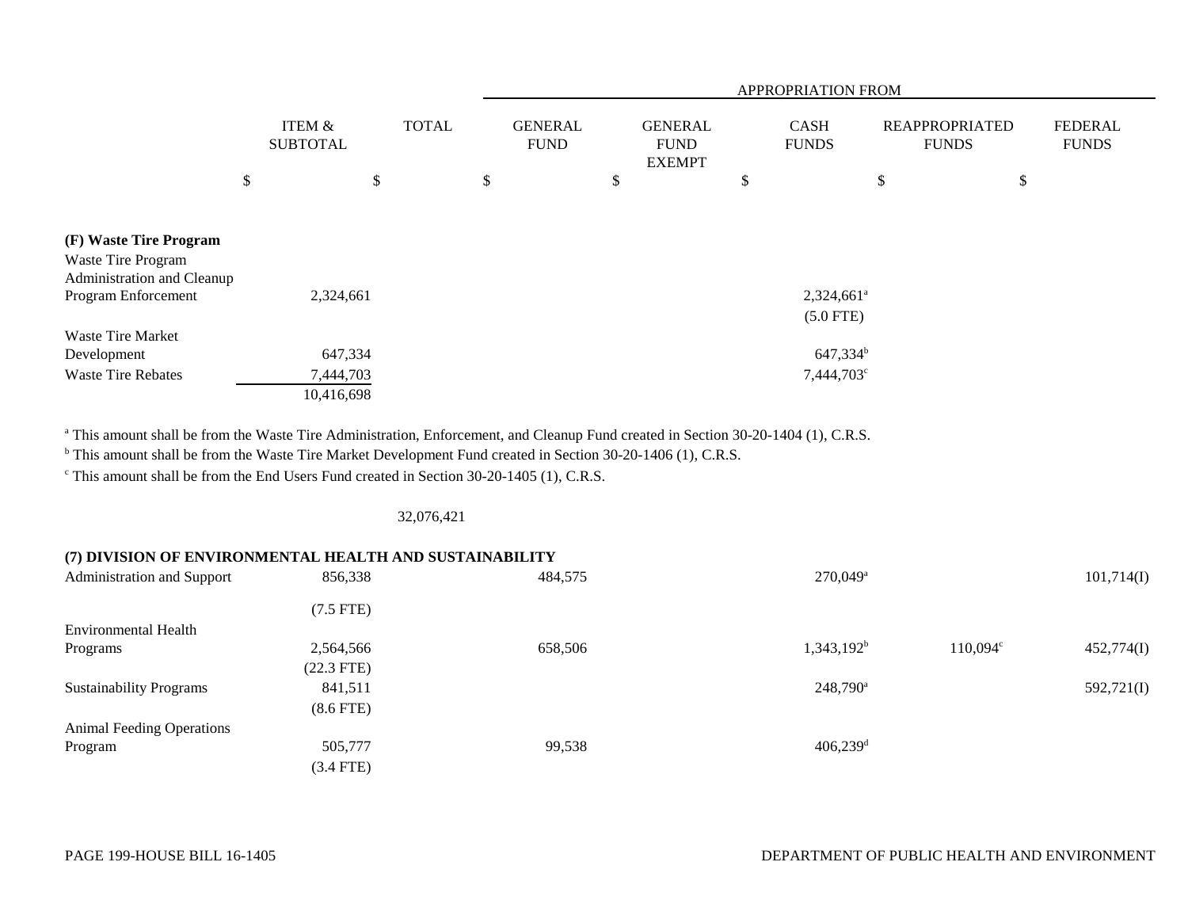| | ITEM & SUBTOTAL | TOTAL | APPROPRIATION FROM GENERAL FUND | GENERAL FUND EXEMPT | CASH FUNDS | REAPPROPRIATED FUNDS | FEDERAL FUNDS |
|---|---|---|---|---|---|---|---|
| | $ | $ | $ | $ | $ | $ | $ |
| **(F) Waste Tire Program** | | | | | | | |
| Waste Tire Program Administration and Cleanup Program Enforcement | 2,324,661 | | | | 2,324,661[a] (5.0 FTE) | | |
| Waste Tire Market Development | 647,334 | | | | 647,334[b] | | |
| Waste Tire Rebates | 7,444,703 | | | | 7,444,703[c] | | |
| | 10,416,698 | | | | | | |

[a] This amount shall be from the Waste Tire Administration, Enforcement, and Cleanup Fund created in Section 30-20-1404 (1), C.R.S.
[b] This amount shall be from the Waste Tire Market Development Fund created in Section 30-20-1406 (1), C.R.S.
[c] This amount shall be from the End Users Fund created in Section 30-20-1405 (1), C.R.S.

| | ITEM & SUBTOTAL | TOTAL | GENERAL FUND | GENERAL FUND EXEMPT | CASH FUNDS | REAPPROPRIATED FUNDS | FEDERAL FUNDS |
|---|---|---|---|---|---|---|---|
| | | 32,076,421 | | | | | |

**(7) DIVISION OF ENVIRONMENTAL HEALTH AND SUSTAINABILITY**

| | ITEM & SUBTOTAL | TOTAL | GENERAL FUND | GENERAL FUND EXEMPT | CASH FUNDS | REAPPROPRIATED FUNDS | FEDERAL FUNDS |
|---|---|---|---|---|---|---|---|
| Administration and Support | 856,338 (7.5 FTE) | | 484,575 | | 270,049[a] | | 101,714(I) |
| Environmental Health Programs | 2,564,566 (22.3 FTE) | | 658,506 | | 1,343,192[b] | 110,094[c] | 452,774(I) |
| Sustainability Programs | 841,511 (8.6 FTE) | | | | 248,790[a] | | 592,721(I) |
| Animal Feeding Operations Program | 505,777 (3.4 FTE) | | 99,538 | | 406,239[d] | | |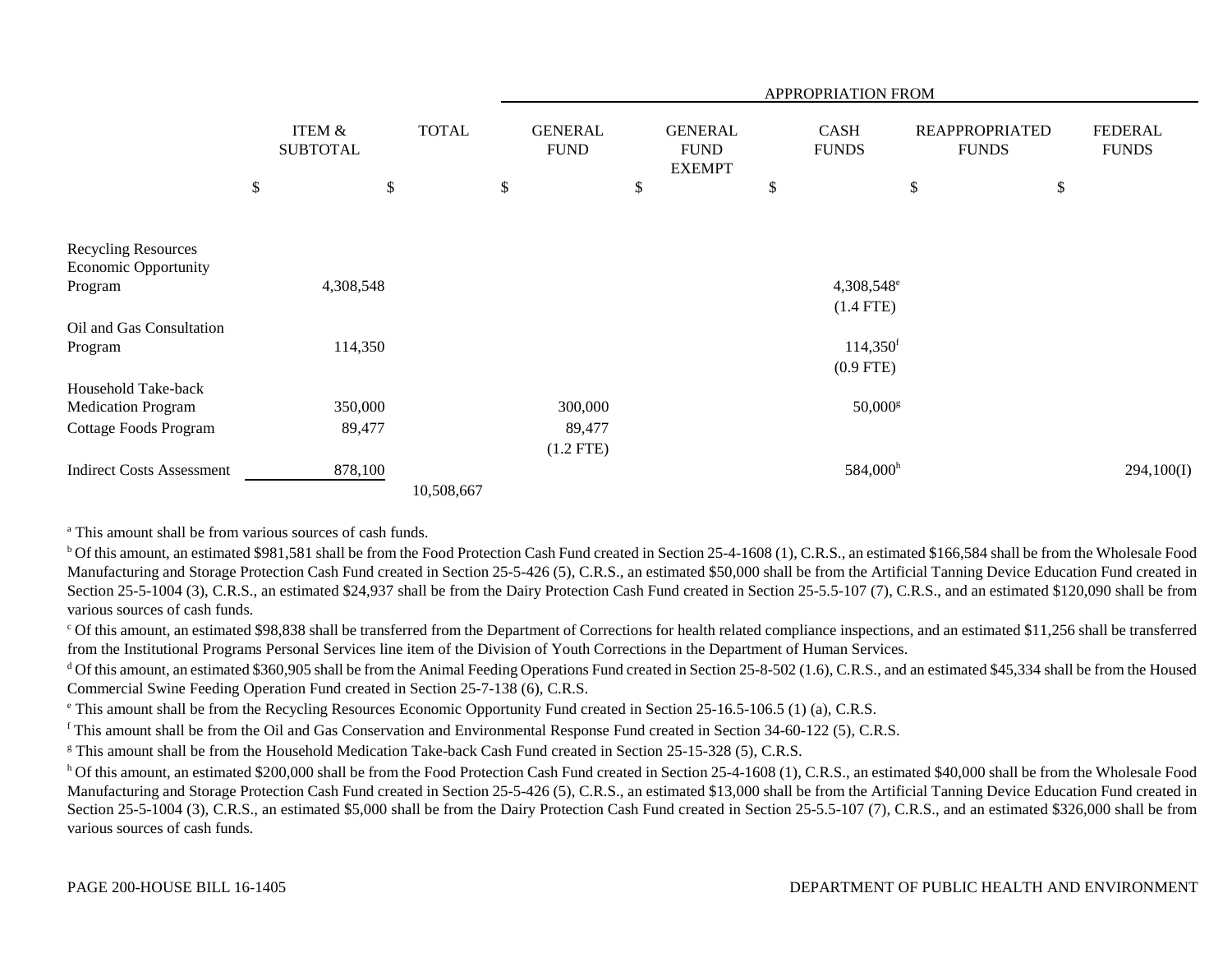| | ITEM & SUBTOTAL | TOTAL | APPROPRIATION FROM | | | | |
|---|---|---|---|---|---|---|---|
| | | | GENERAL FUND | GENERAL FUND EXEMPT | CASH FUNDS | REAPPROPRIATED FUNDS | FEDERAL FUNDS |
| | $ | $ | $ | $ | $ | $ | $ |
| Recycling Resources Economic Opportunity Program | 4,308,548 | | | | 4,308,548[e] (1.4 FTE) | | |
| Oil and Gas Consultation Program | 114,350 | | | | 114,350[f] (0.9 FTE) | | |
| Household Take-back Medication Program | 350,000 | | 300,000 | | 50,000[g] | | |
| Cottage Foods Program | 89,477 | | 89,477 (1.2 FTE) | | | | |
| Indirect Costs Assessment | 878,100 | | | | 584,000[h] | | 294,100(I) |
| | | 10,508,667 | | | | | |

[a] This amount shall be from various sources of cash funds.

[b] Of this amount, an estimated $981,581 shall be from the Food Protection Cash Fund created in Section 25-4-1608 (1), C.R.S., an estimated $166,584 shall be from the Wholesale Food Manufacturing and Storage Protection Cash Fund created in Section 25-5-426 (5), C.R.S., an estimated $50,000 shall be from the Artificial Tanning Device Education Fund created in Section 25-5-1004 (3), C.R.S., an estimated $24,937 shall be from the Dairy Protection Cash Fund created in Section 25-5.5-107 (7), C.R.S., and an estimated $120,090 shall be from various sources of cash funds.

[c] Of this amount, an estimated $98,838 shall be transferred from the Department of Corrections for health related compliance inspections, and an estimated $11,256 shall be transferred from the Institutional Programs Personal Services line item of the Division of Youth Corrections in the Department of Human Services.

[d] Of this amount, an estimated $360,905 shall be from the Animal Feeding Operations Fund created in Section 25-8-502 (1.6), C.R.S., and an estimated $45,334 shall be from the Housed Commercial Swine Feeding Operation Fund created in Section 25-7-138 (6), C.R.S.

[e] This amount shall be from the Recycling Resources Economic Opportunity Fund created in Section 25-16.5-106.5 (1) (a), C.R.S.

[f] This amount shall be from the Oil and Gas Conservation and Environmental Response Fund created in Section 34-60-122 (5), C.R.S.

[g] This amount shall be from the Household Medication Take-back Cash Fund created in Section 25-15-328 (5), C.R.S.

[h] Of this amount, an estimated $200,000 shall be from the Food Protection Cash Fund created in Section 25-4-1608 (1), C.R.S., an estimated $40,000 shall be from the Wholesale Food Manufacturing and Storage Protection Cash Fund created in Section 25-5-426 (5), C.R.S., an estimated $13,000 shall be from the Artificial Tanning Device Education Fund created in Section 25-5-1004 (3), C.R.S., an estimated $5,000 shall be from the Dairy Protection Cash Fund created in Section 25-5.5-107 (7), C.R.S., and an estimated $326,000 shall be from various sources of cash funds.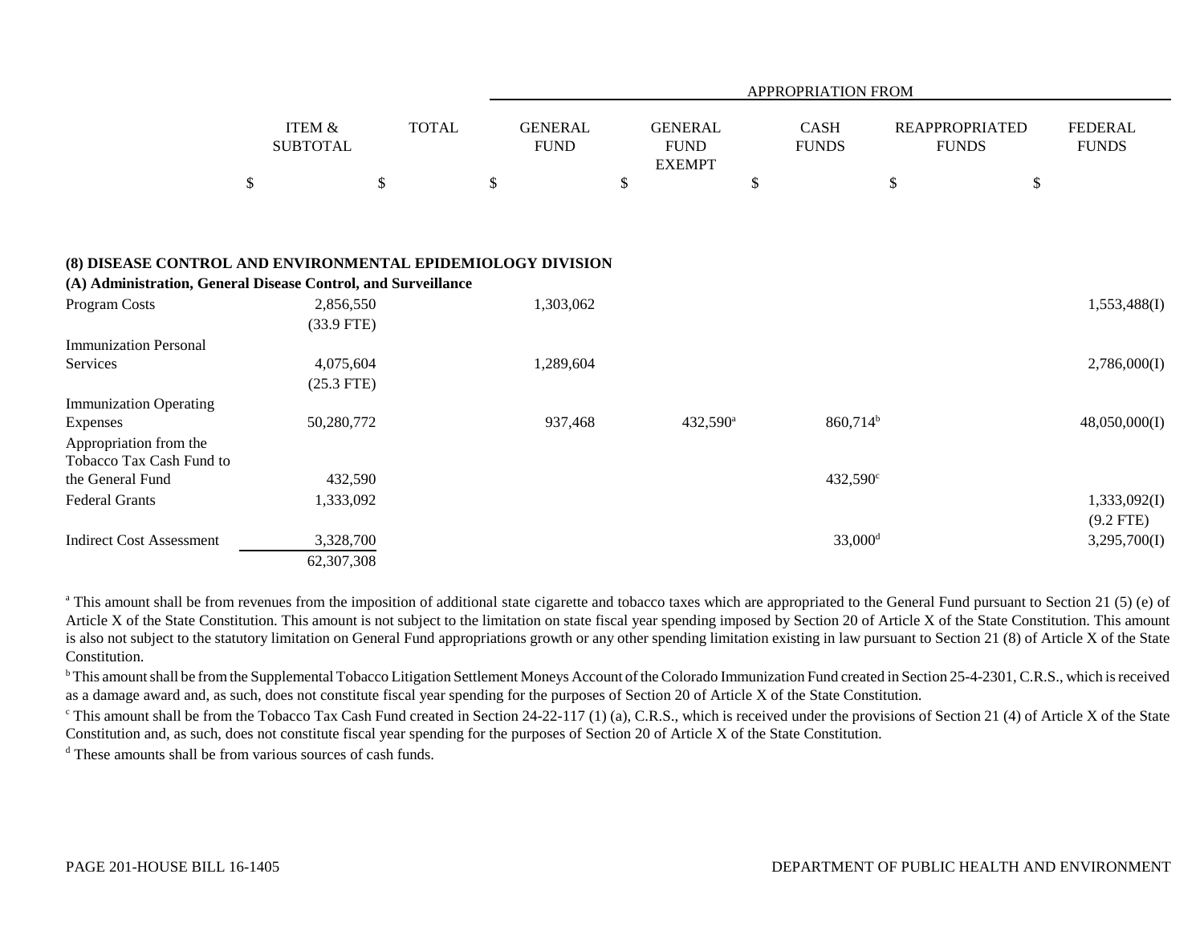| | ITEM & SUBTOTAL | TOTAL | APPROPRIATION FROM GENERAL FUND | GENERAL FUND EXEMPT | CASH FUNDS | REAPPROPRIATED FUNDS | FEDERAL FUNDS |
|---|---|---|---|---|---|---|---|
| | $ | $ | $ | $ | $ | $ | $ |
| **(8) DISEASE CONTROL AND ENVIRONMENTAL EPIDEMIOLOGY DIVISION** | | | | | | | |
| **(A) Administration, General Disease Control, and Surveillance** | | | | | | | |
| Program Costs | 2,856,550 | | 1,303,062 | | | | 1,553,488(I) |
| | (33.9 FTE) | | | | | | |
| Immunization Personal Services | 4,075,604 | | 1,289,604 | | | | 2,786,000(I) |
| | (25.3 FTE) | | | | | | |
| Immunization Operating Expenses | 50,280,772 | | 937,468 | 432,590[a] | 860,714[b] | | 48,050,000(I) |
| Appropriation from the Tobacco Tax Cash Fund to the General Fund | 432,590 | | | | 432,590[c] | | |
| Federal Grants | 1,333,092 | | | | | | 1,333,092(I) |
| | | | | | | | (9.2 FTE) |
| Indirect Cost Assessment | 3,328,700 | | | | 33,000[d] | | 3,295,700(I) |
| | 62,307,308 | | | | | | |

[a] This amount shall be from revenues from the imposition of additional state cigarette and tobacco taxes which are appropriated to the General Fund pursuant to Section 21 (5) (e) of Article X of the State Constitution. This amount is not subject to the limitation on state fiscal year spending imposed by Section 20 of Article X of the State Constitution. This amount is also not subject to the statutory limitation on General Fund appropriations growth or any other spending limitation existing in law pursuant to Section 21 (8) of Article X of the State Constitution.

[b] This amount shall be from the Supplemental Tobacco Litigation Settlement Moneys Account of the Colorado Immunization Fund created in Section 25-4-2301, C.R.S., which is received as a damage award and, as such, does not constitute fiscal year spending for the purposes of Section 20 of Article X of the State Constitution.

[c] This amount shall be from the Tobacco Tax Cash Fund created in Section 24-22-117 (1) (a), C.R.S., which is received under the provisions of Section 21 (4) of Article X of the State Constitution and, as such, does not constitute fiscal year spending for the purposes of Section 20 of Article X of the State Constitution.

[d] These amounts shall be from various sources of cash funds.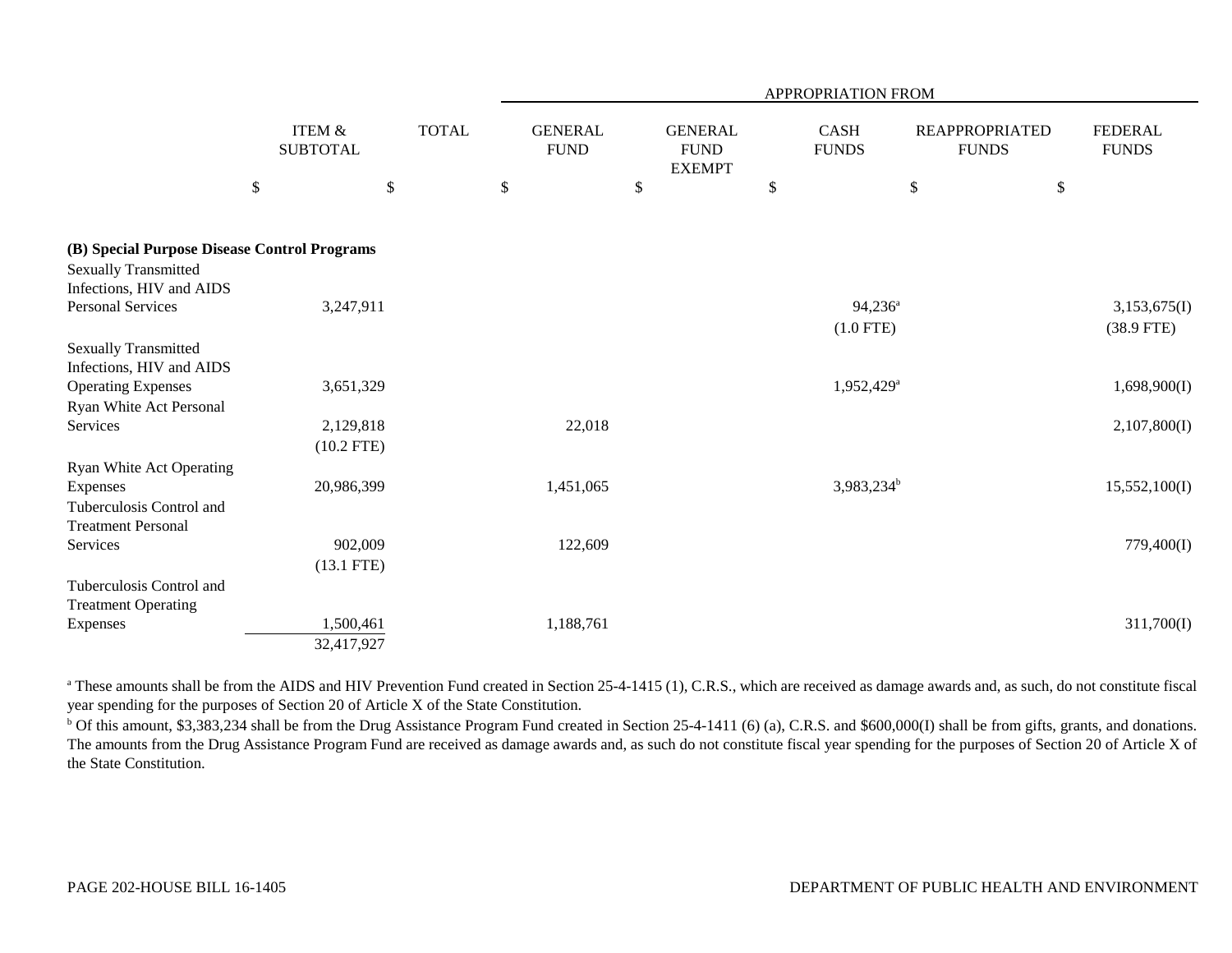| | ITEM & SUBTOTAL | TOTAL | APPROPRIATION FROM | | | | |
|---|---|---|---|---|---|---|---|
| | | | GENERAL FUND | GENERAL FUND EXEMPT | CASH FUNDS | REAPPROPRIATED FUNDS | FEDERAL FUNDS |
| | $ | $ | $ | $ | $ | $ | $ |
| **(B) Special Purpose Disease Control Programs** | | | | | | | |
| Sexually Transmitted Infections, HIV and AIDS Personal Services | 3,247,911 | | | | 94,236[a] (1.0 FTE) | | 3,153,675(I) (38.9 FTE) |
| Sexually Transmitted Infections, HIV and AIDS Operating Expenses | 3,651,329 | | | | 1,952,429[a] | | 1,698,900(I) |
| Ryan White Act Personal Services | 2,129,818 (10.2 FTE) | | 22,018 | | | | 2,107,800(I) |
| Ryan White Act Operating Expenses | 20,986,399 | | 1,451,065 | | 3,983,234[b] | | 15,552,100(I) |
| Tuberculosis Control and Treatment Personal Services | 902,009 (13.1 FTE) | | 122,609 | | | | 779,400(I) |
| Tuberculosis Control and Treatment Operating Expenses | 1,500,461 | | 1,188,761 | | | | 311,700(I) |
| | 32,417,927 | | | | | | |

[a] These amounts shall be from the AIDS and HIV Prevention Fund created in Section 25-4-1415 (1), C.R.S., which are received as damage awards and, as such, do not constitute fiscal year spending for the purposes of Section 20 of Article X of the State Constitution.

[b] Of this amount, $3,383,234 shall be from the Drug Assistance Program Fund created in Section 25-4-1411 (6) (a), C.R.S. and $600,000(I) shall be from gifts, grants, and donations. The amounts from the Drug Assistance Program Fund are received as damage awards and, as such do not constitute fiscal year spending for the purposes of Section 20 of Article X of the State Constitution.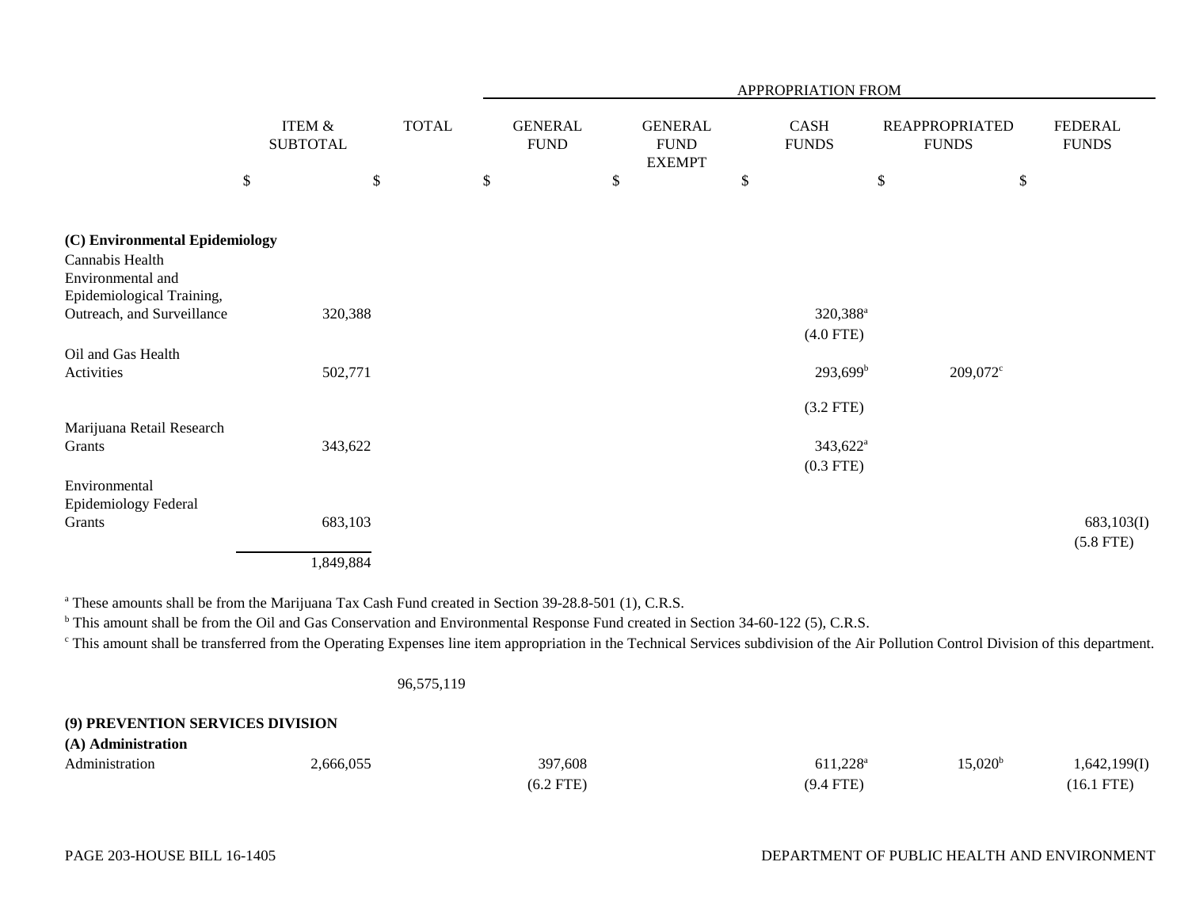| | ITEM & SUBTOTAL | TOTAL | GENERAL FUND | GENERAL FUND EXEMPT | CASH FUNDS | REAPPROPRIATED FUNDS | FEDERAL FUNDS |
|---|---|---|---|---|---|---|---|
| | | | APPROPRIATION FROM | | | | |
| | $ | $ | $ | $ | $ | $ | $ |
| **(C) Environmental Epidemiology** | | | | | | | |
| Cannabis Health Environmental and Epidemiological Training, Outreach, and Surveillance | 320,388 | | | | 320,388[a] (4.0 FTE) | | |
| Oil and Gas Health Activities | 502,771 | | | | 293,699[b] (3.2 FTE) | 209,072[c] | |
| Marijuana Retail Research Grants | 343,622 | | | | 343,622[a] (0.3 FTE) | | |
| Environmental Epidemiology Federal Grants | 683,103 | | | | | | 683,103(I) (5.8 FTE) |
| | 1,849,884 | | | | | | |

[a] These amounts shall be from the Marijuana Tax Cash Fund created in Section 39-28.8-501 (1), C.R.S.

[b] This amount shall be from the Oil and Gas Conservation and Environmental Response Fund created in Section 34-60-122 (5), C.R.S.

[c] This amount shall be transferred from the Operating Expenses line item appropriation in the Technical Services subdivision of the Air Pollution Control Division of this department.

| | ITEM & SUBTOTAL | TOTAL | GENERAL FUND | GENERAL FUND EXEMPT | CASH FUNDS | REAPPROPRIATED FUNDS | FEDERAL FUNDS |
|---|---|---|---|---|---|---|---|
| | | 96,575,119 | | | | | |
| **(9) PREVENTION SERVICES DIVISION** | | | | | | | |
| **(A) Administration** | | | | | | | |
| Administration | 2,666,055 | | 397,608 (6.2 FTE) | | 611,228[a] (9.4 FTE) | 15,020[b] | 1,642,199(I) (16.1 FTE) |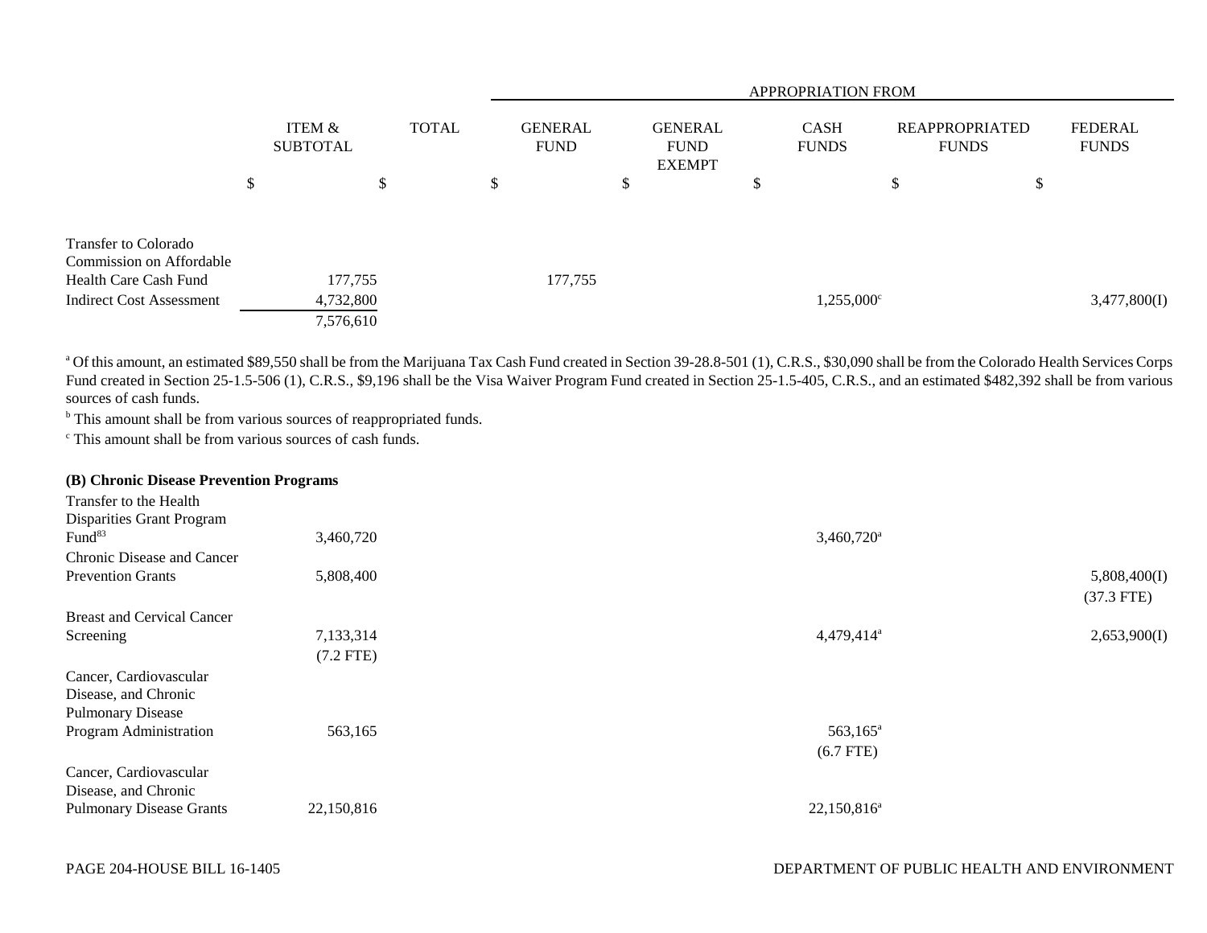| | ITEM & SUBTOTAL | TOTAL | APPROPRIATION FROM | | | | |
|---|---|---|---|---|---|---|---|
| | | | GENERAL FUND | GENERAL FUND EXEMPT | CASH FUNDS | REAPPROPRIATED FUNDS | FEDERAL FUNDS |
| | $ | $ | $ | $ | $ | $ | $ |
| Transfer to Colorado Commission on Affordable Health Care Cash Fund | 177,755 | | 177,755 | | | | |
| Indirect Cost Assessment | 4,732,800 | | | | 1,255,000[c] | | 3,477,800(I) |
| | 7,576,610 | | | | | | |

[a] Of this amount, an estimated $89,550 shall be from the Marijuana Tax Cash Fund created in Section 39-28.8-501 (1), C.R.S., $30,090 shall be from the Colorado Health Services Corps Fund created in Section 25-1.5-506 (1), C.R.S., $9,196 shall be the Visa Waiver Program Fund created in Section 25-1.5-405, C.R.S., and an estimated $482,392 shall be from various sources of cash funds.

[b] This amount shall be from various sources of reappropriated funds.

[c] This amount shall be from various sources of cash funds.

**(B) Chronic Disease Prevention Programs**

| | ITEM & SUBTOTAL | TOTAL | GENERAL FUND | GENERAL FUND EXEMPT | CASH FUNDS | REAPPROPRIATED FUNDS | FEDERAL FUNDS |
|---|---|---|---|---|---|---|---|
| Transfer to the Health Disparities Grant Program Fund[83] | 3,460,720 | | | | 3,460,720[a] | | |
| Chronic Disease and Cancer Prevention Grants | 5,808,400 | | | | | | 5,808,400(I) (37.3 FTE) |
| Breast and Cervical Cancer Screening | 7,133,314 (7.2 FTE) | | | | 4,479,414[a] | | 2,653,900(I) |
| Cancer, Cardiovascular Disease, and Chronic Pulmonary Disease Program Administration | 563,165 | | | | 563,165[a] (6.7 FTE) | | |
| Cancer, Cardiovascular Disease, and Chronic Pulmonary Disease Grants | 22,150,816 | | | | 22,150,816[a] | | |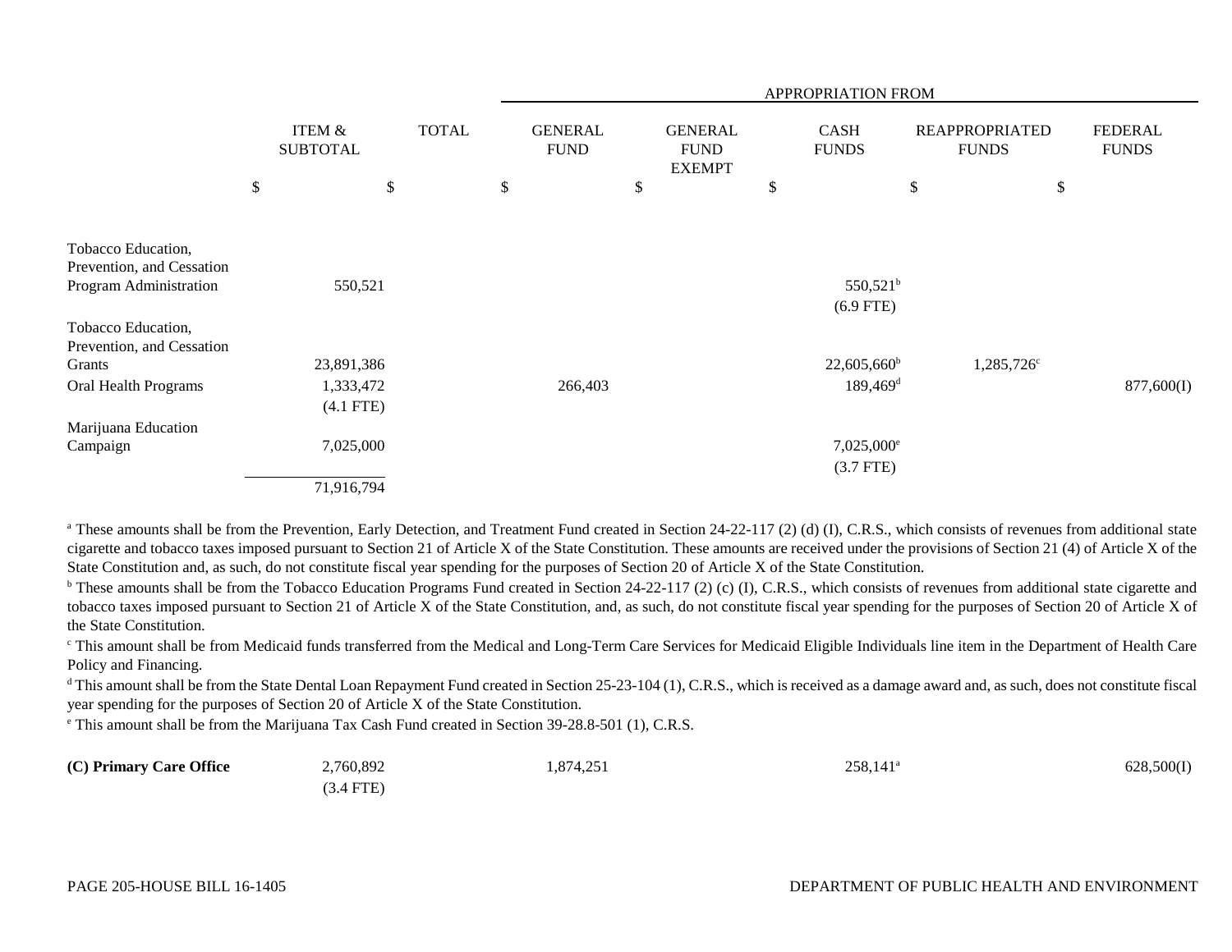| | ITEM & SUBTOTAL | TOTAL | APPROPRIATION FROM | | | | |
|---|---|---|---|---|---|---|---|
| | | | GENERAL FUND | GENERAL FUND EXEMPT | CASH FUNDS | REAPPROPRIATED FUNDS | FEDERAL FUNDS |
| | $ | $ | $ | $ | $ | $ | $ |
| Tobacco Education, Prevention, and Cessation Program Administration | 550,521 | | | | 550,521[b] (6.9 FTE) | | |
| Tobacco Education, Prevention, and Cessation Grants | 23,891,386 | | | | 22,605,660[b] | 1,285,726[c] | |
| Oral Health Programs | 1,333,472 (4.1 FTE) | | 266,403 | | 189,469[d] | | 877,600(I) |
| Marijuana Education Campaign | 7,025,000 | | | | 7,025,000[e] (3.7 FTE) | | |
| | 71,916,794 | | | | | | |

[a] These amounts shall be from the Prevention, Early Detection, and Treatment Fund created in Section 24-22-117 (2) (d) (I), C.R.S., which consists of revenues from additional state cigarette and tobacco taxes imposed pursuant to Section 21 of Article X of the State Constitution. These amounts are received under the provisions of Section 21 (4) of Article X of the State Constitution and, as such, do not constitute fiscal year spending for the purposes of Section 20 of Article X of the State Constitution.

[b] These amounts shall be from the Tobacco Education Programs Fund created in Section 24-22-117 (2) (c) (I), C.R.S., which consists of revenues from additional state cigarette and tobacco taxes imposed pursuant to Section 21 of Article X of the State Constitution, and, as such, do not constitute fiscal year spending for the purposes of Section 20 of Article X of the State Constitution.

[c] This amount shall be from Medicaid funds transferred from the Medical and Long-Term Care Services for Medicaid Eligible Individuals line item in the Department of Health Care Policy and Financing.

[d] This amount shall be from the State Dental Loan Repayment Fund created in Section 25-23-104 (1), C.R.S., which is received as a damage award and, as such, does not constitute fiscal year spending for the purposes of Section 20 of Article X of the State Constitution.

[e] This amount shall be from the Marijuana Tax Cash Fund created in Section 39-28.8-501 (1), C.R.S.

| | ITEM & SUBTOTAL | TOTAL | GENERAL FUND | GENERAL FUND EXEMPT | CASH FUNDS | REAPPROPRIATED FUNDS | FEDERAL FUNDS |
|---|---|---|---|---|---|---|---|
| **(C) Primary Care Office** | 2,760,892 (3.4 FTE) | | 1,874,251 | | 258,141[a] | | 628,500(I) |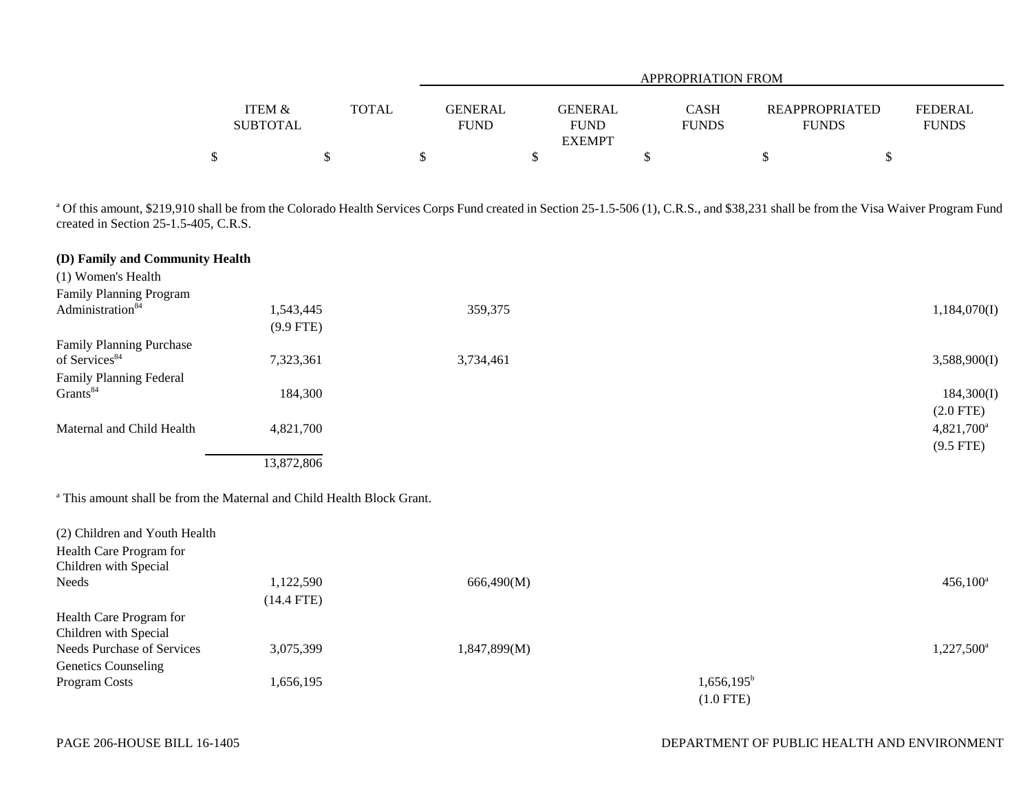| | ITEM & SUBTOTAL | TOTAL | APPROPRIATION FROM | | | | |
|---|---|---|---|---|---|---|---|
| | | | GENERAL FUND | GENERAL FUND EXEMPT | CASH FUNDS | REAPPROPRIATED FUNDS | FEDERAL FUNDS |
| | $ | $ | $ | $ | $ | $ | $ |

[a] Of this amount, $219,910 shall be from the Colorado Health Services Corps Fund created in Section 25-1.5-506 (1), C.R.S., and $38,231 shall be from the Visa Waiver Program Fund created in Section 25-1.5-405, C.R.S.

**(D) Family and Community Health**

| | ITEM & SUBTOTAL | TOTAL | GENERAL FUND | GENERAL FUND EXEMPT | CASH FUNDS | REAPPROPRIATED FUNDS | FEDERAL FUNDS |
|---|---|---|---|---|---|---|---|
| (1) Women's Health | | | | | | | |
| Family Planning Program Administration[84] | 1,543,445 (9.9 FTE) | | 359,375 | | | | 1,184,070(I) |
| Family Planning Purchase of Services[84] | 7,323,361 | | 3,734,461 | | | | 3,588,900(I) |
| Family Planning Federal Grants[84] | 184,300 | | | | | | 184,300(I) (2.0 FTE) |
| Maternal and Child Health | 4,821,700 | | | | | | 4,821,700[a] (9.5 FTE) |
| | 13,872,806 | | | | | | |

[a] This amount shall be from the Maternal and Child Health Block Grant.

| | ITEM & SUBTOTAL | TOTAL | GENERAL FUND | GENERAL FUND EXEMPT | CASH FUNDS | REAPPROPRIATED FUNDS | FEDERAL FUNDS |
|---|---|---|---|---|---|---|---|
| (2) Children and Youth Health | | | | | | | |
| Health Care Program for Children with Special Needs | 1,122,590 (14.4 FTE) | | 666,490(M) | | | | 456,100[a] |
| Health Care Program for Children with Special Needs Purchase of Services | 3,075,399 | | 1,847,899(M) | | | | 1,227,500[a] |
| Genetics Counseling Program Costs | 1,656,195 | | | | 1,656,195[b] (1.0 FTE) | | |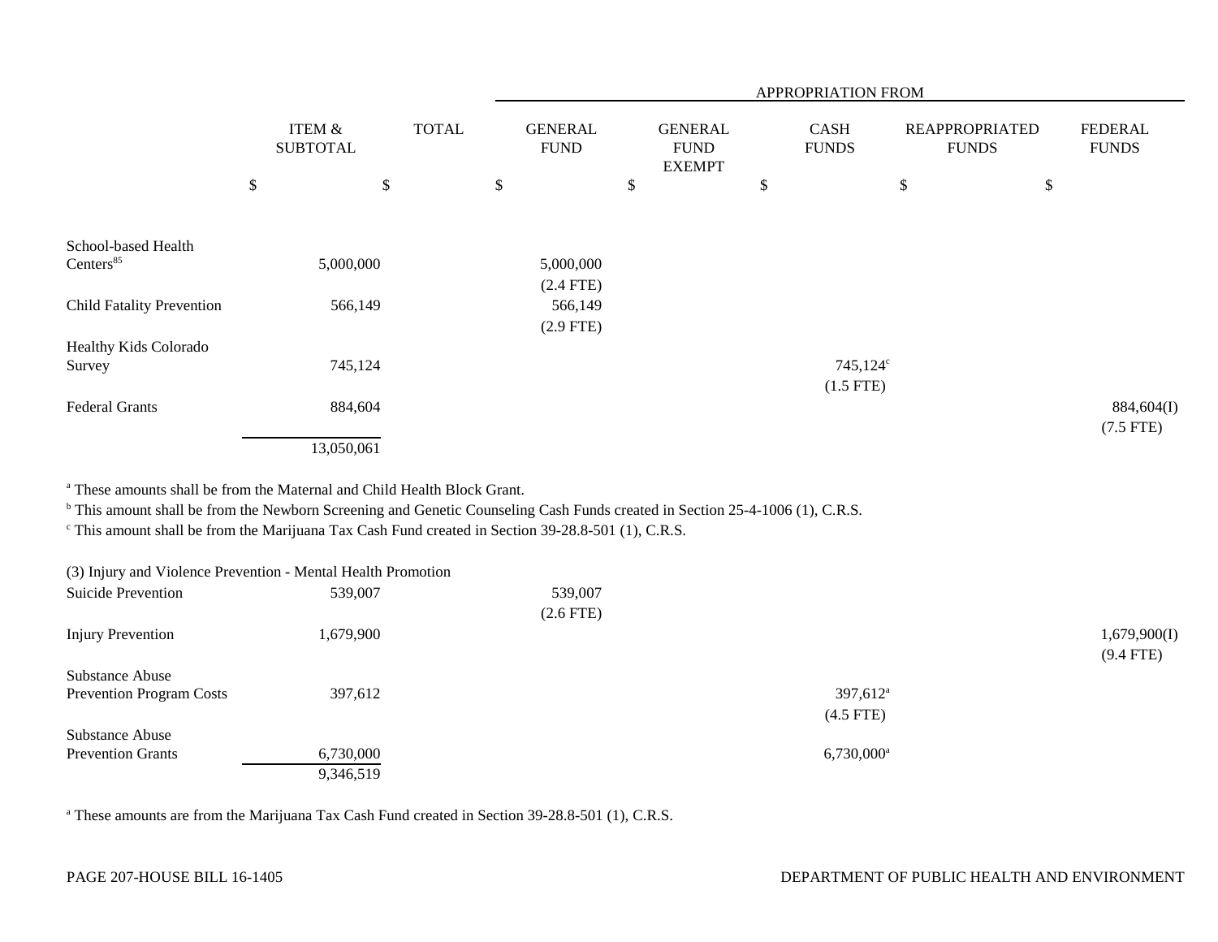| | ITEM & SUBTOTAL | TOTAL | APPROPRIATION FROM GENERAL FUND | GENERAL FUND EXEMPT | CASH FUNDS | REAPPROPRIATED FUNDS | FEDERAL FUNDS |
|---|---|---|---|---|---|---|---|
| | $ | $ | $ | $ | $ | $ | $ |
| School-based Health Centers[85] | 5,000,000 | | 5,000,000 (2.4 FTE) | | | | |
| Child Fatality Prevention | 566,149 | | 566,149 (2.9 FTE) | | | | |
| Healthy Kids Colorado Survey | 745,124 | | | | 745,124[c] (1.5 FTE) | | |
| Federal Grants | 884,604 | | | | | | 884,604(I) (7.5 FTE) |
| | 13,050,061 | | | | | | |

[a] These amounts shall be from the Maternal and Child Health Block Grant.
[b] This amount shall be from the Newborn Screening and Genetic Counseling Cash Funds created in Section 25-4-1006 (1), C.R.S.
[c] This amount shall be from the Marijuana Tax Cash Fund created in Section 39-28.8-501 (1), C.R.S.

| (3) Injury and Violence Prevention - Mental Health Promotion | ITEM & SUBTOTAL | TOTAL | GENERAL FUND | GENERAL FUND EXEMPT | CASH FUNDS | REAPPROPRIATED FUNDS | FEDERAL FUNDS |
|---|---|---|---|---|---|---|---|
| Suicide Prevention | 539,007 | | 539,007 (2.6 FTE) | | | | |
| Injury Prevention | 1,679,900 | | | | | | 1,679,900(I) (9.4 FTE) |
| Substance Abuse Prevention Program Costs | 397,612 | | | | 397,612[a] (4.5 FTE) | | |
| Substance Abuse Prevention Grants | 6,730,000 | | | | 6,730,000[a] | | |
| | 9,346,519 | | | | | | |

[a] These amounts are from the Marijuana Tax Cash Fund created in Section 39-28.8-501 (1), C.R.S.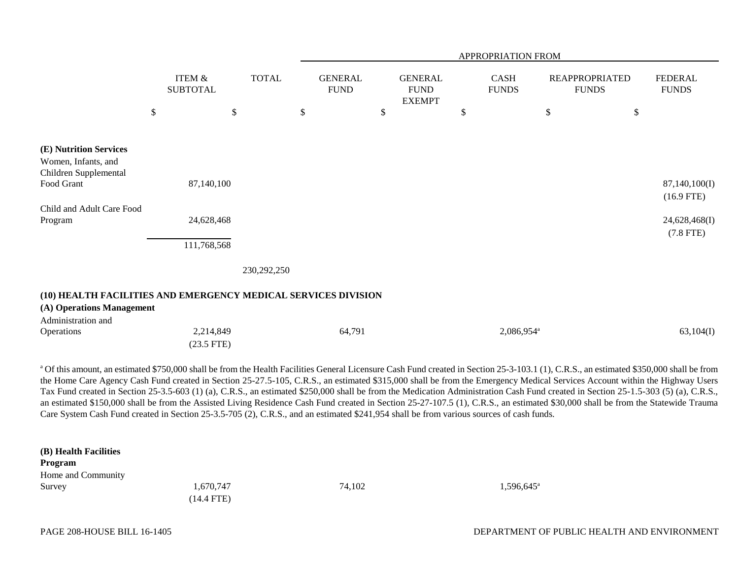| | ITEM & SUBTOTAL | TOTAL | APPROPRIATION FROM GENERAL FUND | GENERAL FUND EXEMPT | CASH FUNDS | REAPPROPRIATED FUNDS | FEDERAL FUNDS |
|---|---|---|---|---|---|---|---|
| | $ | $ | $ | $ | $ | $ | $ |
| **(E) Nutrition Services** | | | | | | | |
| Women, Infants, and Children Supplemental Food Grant | 87,140,100 | | | | | | 87,140,100(I) (16.9 FTE) |
| Child and Adult Care Food Program | 24,628,468 | | | | | | 24,628,468(I) (7.8 FTE) |
| | 111,768,568 | | | | | | |
| | | 230,292,250 | | | | | |

**(10) HEALTH FACILITIES AND EMERGENCY MEDICAL SERVICES DIVISION**

**(A) Operations Management**

| | ITEM & SUBTOTAL | TOTAL | GENERAL FUND | GENERAL FUND EXEMPT | CASH FUNDS | REAPPROPRIATED FUNDS | FEDERAL FUNDS |
|---|---|---|---|---|---|---|---|
| Administration and Operations | 2,214,849 (23.5 FTE) | | 64,791 | | 2,086,954[a] | | 63,104(I) |

[a] Of this amount, an estimated $750,000 shall be from the Health Facilities General Licensure Cash Fund created in Section 25-3-103.1 (1), C.R.S., an estimated $350,000 shall be from the Home Care Agency Cash Fund created in Section 25-27.5-105, C.R.S., an estimated $315,000 shall be from the Emergency Medical Services Account within the Highway Users Tax Fund created in Section 25-3.5-603 (1) (a), C.R.S., an estimated $250,000 shall be from the Medication Administration Cash Fund created in Section 25-1.5-303 (5) (a), C.R.S., an estimated $150,000 shall be from the Assisted Living Residence Cash Fund created in Section 25-27-107.5 (1), C.R.S., an estimated $30,000 shall be from the Statewide Trauma Care System Cash Fund created in Section 25-3.5-705 (2), C.R.S., and an estimated $241,954 shall be from various sources of cash funds.

**(B) Health Facilities Program**

| | ITEM & SUBTOTAL | TOTAL | GENERAL FUND | GENERAL FUND EXEMPT | CASH FUNDS | REAPPROPRIATED FUNDS | FEDERAL FUNDS |
|---|---|---|---|---|---|---|---|
| Home and Community Survey | 1,670,747 (14.4 FTE) | | 74,102 | | 1,596,645[a] | | |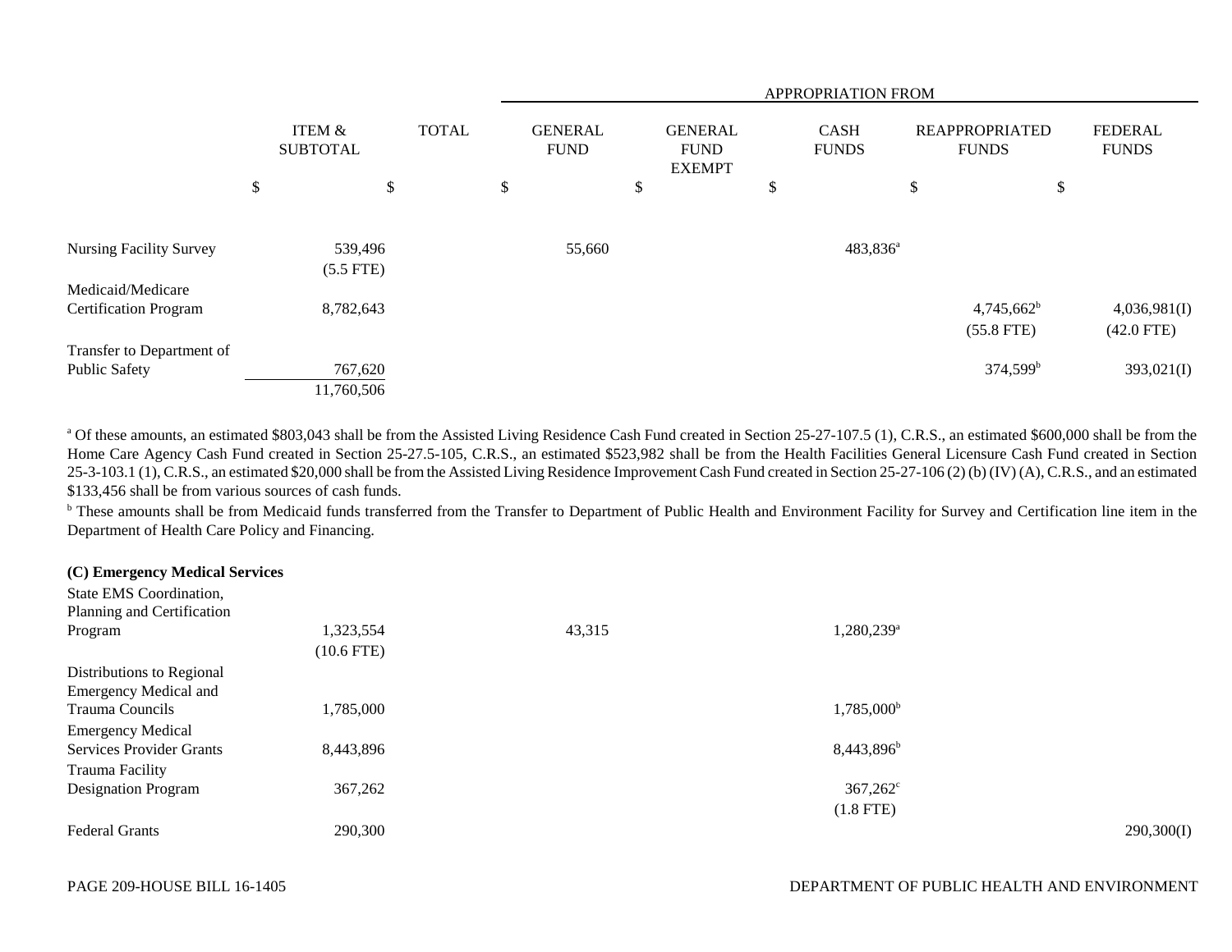| | ITEM & SUBTOTAL | TOTAL | GENERAL FUND | GENERAL FUND EXEMPT | CASH FUNDS | REAPPROPRIATED FUNDS | FEDERAL FUNDS |
|---|---|---|---|---|---|---|---|
| | | | APPROPRIATION FROM | | | | |
| | $ | $ | $ | $ | $ | $ | $ |
| Nursing Facility Survey | 539,496 (5.5 FTE) | | 55,660 | | 483,836[a] | | |
| Medicaid/Medicare Certification Program | 8,782,643 | | | | | 4,745,662[b] (55.8 FTE) | 4,036,981(I) (42.0 FTE) |
| Transfer to Department of Public Safety | 767,620 | | | | | 374,599[b] | 393,021(I) |
| | 11,760,506 | | | | | | |

[a] Of these amounts, an estimated $803,043 shall be from the Assisted Living Residence Cash Fund created in Section 25-27-107.5 (1), C.R.S., an estimated $600,000 shall be from the Home Care Agency Cash Fund created in Section 25-27.5-105, C.R.S., an estimated $523,982 shall be from the Health Facilities General Licensure Cash Fund created in Section 25-3-103.1 (1), C.R.S., an estimated $20,000 shall be from the Assisted Living Residence Improvement Cash Fund created in Section 25-27-106 (2) (b) (IV) (A), C.R.S., and an estimated $133,456 shall be from various sources of cash funds.

[b] These amounts shall be from Medicaid funds transferred from the Transfer to Department of Public Health and Environment Facility for Survey and Certification line item in the Department of Health Care Policy and Financing.

**(C) Emergency Medical Services**

| | ITEM & SUBTOTAL | TOTAL | GENERAL FUND | GENERAL FUND EXEMPT | CASH FUNDS | REAPPROPRIATED FUNDS | FEDERAL FUNDS |
|---|---|---|---|---|---|---|---|
| State EMS Coordination, Planning and Certification Program | 1,323,554 (10.6 FTE) | | 43,315 | | 1,280,239[a] | | |
| Distributions to Regional Emergency Medical and Trauma Councils | 1,785,000 | | | | 1,785,000[b] | | |
| Emergency Medical Services Provider Grants | 8,443,896 | | | | 8,443,896[b] | | |
| Trauma Facility Designation Program | 367,262 | | | | 367,262[c] (1.8 FTE) | | |
| Federal Grants | 290,300 | | | | | | 290,300(I) |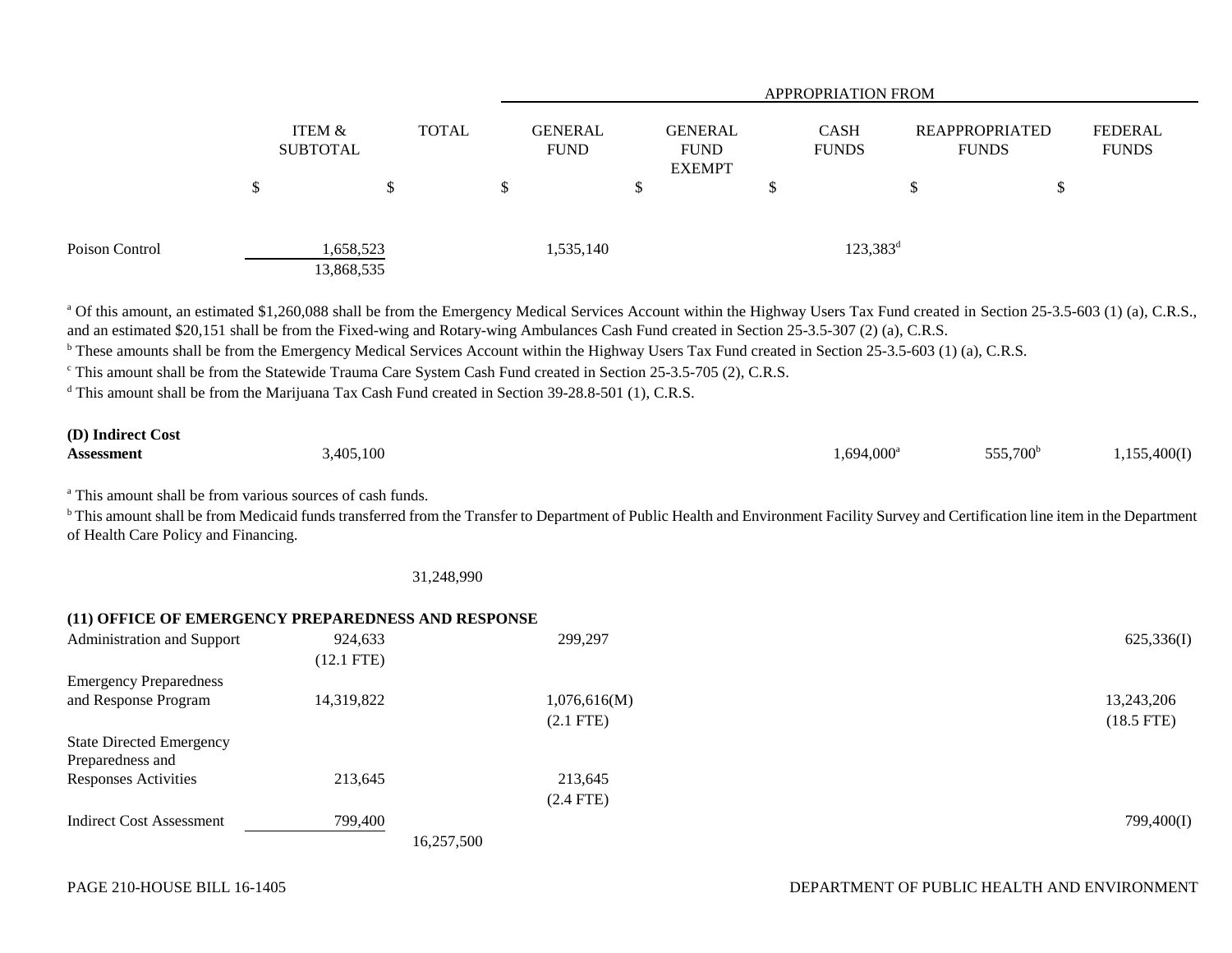| | ITEM & SUBTOTAL | TOTAL | APPROPRIATION FROM GENERAL FUND | GENERAL FUND EXEMPT | CASH FUNDS | REAPPROPRIATED FUNDS | FEDERAL FUNDS |
|---|---|---|---|---|---|---|---|
| | $ | $ | $ | $ | $ | $ | $ |
| Poison Control | 1,658,523 | | 1,535,140 | | 123,383[d] | | |
| | 13,868,535 | | | | | | |

[a] Of this amount, an estimated $1,260,088 shall be from the Emergency Medical Services Account within the Highway Users Tax Fund created in Section 25-3.5-603 (1) (a), C.R.S., and an estimated $20,151 shall be from the Fixed-wing and Rotary-wing Ambulances Cash Fund created in Section 25-3.5-307 (2) (a), C.R.S.

[b] These amounts shall be from the Emergency Medical Services Account within the Highway Users Tax Fund created in Section 25-3.5-603 (1) (a), C.R.S.

[c] This amount shall be from the Statewide Trauma Care System Cash Fund created in Section 25-3.5-705 (2), C.R.S.

[d] This amount shall be from the Marijuana Tax Cash Fund created in Section 39-28.8-501 (1), C.R.S.

| | ITEM & SUBTOTAL | TOTAL | GENERAL FUND | GENERAL FUND EXEMPT | CASH FUNDS | REAPPROPRIATED FUNDS | FEDERAL FUNDS |
|---|---|---|---|---|---|---|---|
| **(D) Indirect Cost Assessment** | 3,405,100 | | | | 1,694,000[a] | 555,700[b] | 1,155,400(I) |

[a] This amount shall be from various sources of cash funds.

[b] This amount shall be from Medicaid funds transferred from the Transfer to Department of Public Health and Environment Facility Survey and Certification line item in the Department of Health Care Policy and Financing.

| | ITEM & SUBTOTAL | TOTAL | GENERAL FUND | GENERAL FUND EXEMPT | CASH FUNDS | REAPPROPRIATED FUNDS | FEDERAL FUNDS |
|---|---|---|---|---|---|---|---|
| | | 31,248,990 | | | | | |
| **(11) OFFICE OF EMERGENCY PREPAREDNESS AND RESPONSE** | | | | | | | |
| Administration and Support | 924,633 | | 299,297 | | | | 625,336(I) |
| | (12.1 FTE) | | | | | | |
| Emergency Preparedness and Response Program | 14,319,822 | | 1,076,616(M) | | | | 13,243,206 |
| | | | (2.1 FTE) | | | | (18.5 FTE) |
| State Directed Emergency Preparedness and Responses Activities | 213,645 | | 213,645 | | | | |
| | | | (2.4 FTE) | | | | |
| Indirect Cost Assessment | 799,400 | | | | | | 799,400(I) |
| | | 16,257,500 | | | | | |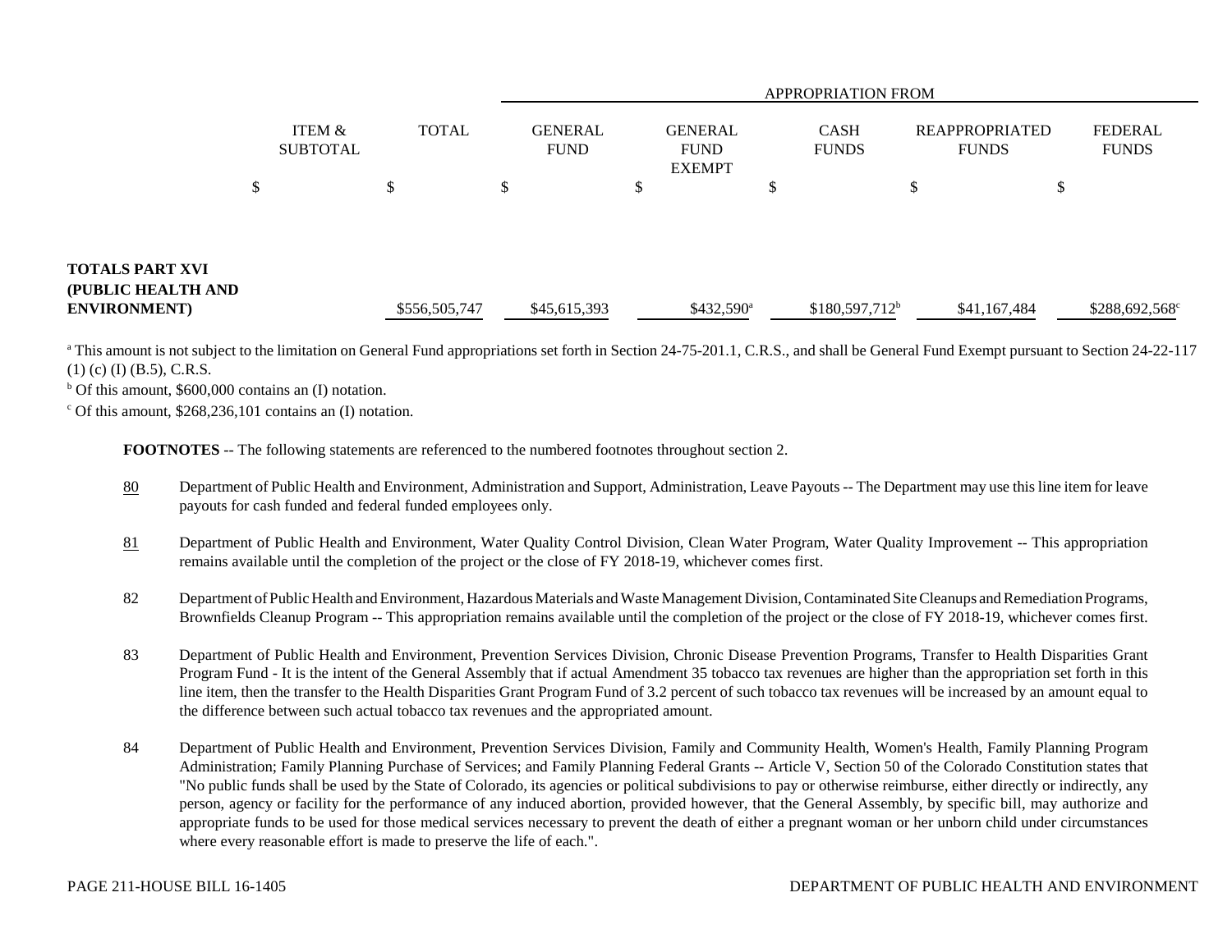| | ITEM & SUBTOTAL | TOTAL | APPROPRIATION FROM | | | | |
|---|---|---|---|---|---|---|---|
| | | | GENERAL FUND | GENERAL FUND EXEMPT | CASH FUNDS | REAPPROPRIATED FUNDS | FEDERAL FUNDS |
| | $ | $ | $ | $ | $ | $ | $ |
| **TOTALS PART XVI (PUBLIC HEALTH AND ENVIRONMENT)** | | $556,505,747 | $45,615,393 | $432,590[a] | $180,597,712[b] | $41,167,484 | $288,692,568[c] |

[a] This amount is not subject to the limitation on General Fund appropriations set forth in Section 24-75-201.1, C.R.S., and shall be General Fund Exempt pursuant to Section 24-22-117 (1) (c) (I) (B.5), C.R.S.

[b] Of this amount, $600,000 contains an (I) notation.

[c] Of this amount, $268,236,101 contains an (I) notation.

**FOOTNOTES** -- The following statements are referenced to the numbered footnotes throughout section 2.

80 Department of Public Health and Environment, Administration and Support, Administration, Leave Payouts -- The Department may use this line item for leave payouts for cash funded and federal funded employees only.

81 Department of Public Health and Environment, Water Quality Control Division, Clean Water Program, Water Quality Improvement -- This appropriation remains available until the completion of the project or the close of FY 2018-19, whichever comes first.

82 Department of Public Health and Environment, Hazardous Materials and Waste Management Division, Contaminated Site Cleanups and Remediation Programs, Brownfields Cleanup Program -- This appropriation remains available until the completion of the project or the close of FY 2018-19, whichever comes first.

83 Department of Public Health and Environment, Prevention Services Division, Chronic Disease Prevention Programs, Transfer to Health Disparities Grant Program Fund - It is the intent of the General Assembly that if actual Amendment 35 tobacco tax revenues are higher than the appropriation set forth in this line item, then the transfer to the Health Disparities Grant Program Fund of 3.2 percent of such tobacco tax revenues will be increased by an amount equal to the difference between such actual tobacco tax revenues and the appropriated amount.

84 Department of Public Health and Environment, Prevention Services Division, Family and Community Health, Women's Health, Family Planning Program Administration; Family Planning Purchase of Services; and Family Planning Federal Grants -- Article V, Section 50 of the Colorado Constitution states that "No public funds shall be used by the State of Colorado, its agencies or political subdivisions to pay or otherwise reimburse, either directly or indirectly, any person, agency or facility for the performance of any induced abortion, provided however, that the General Assembly, by specific bill, may authorize and appropriate funds to be used for those medical services necessary to prevent the death of either a pregnant woman or her unborn child under circumstances where every reasonable effort is made to preserve the life of each.".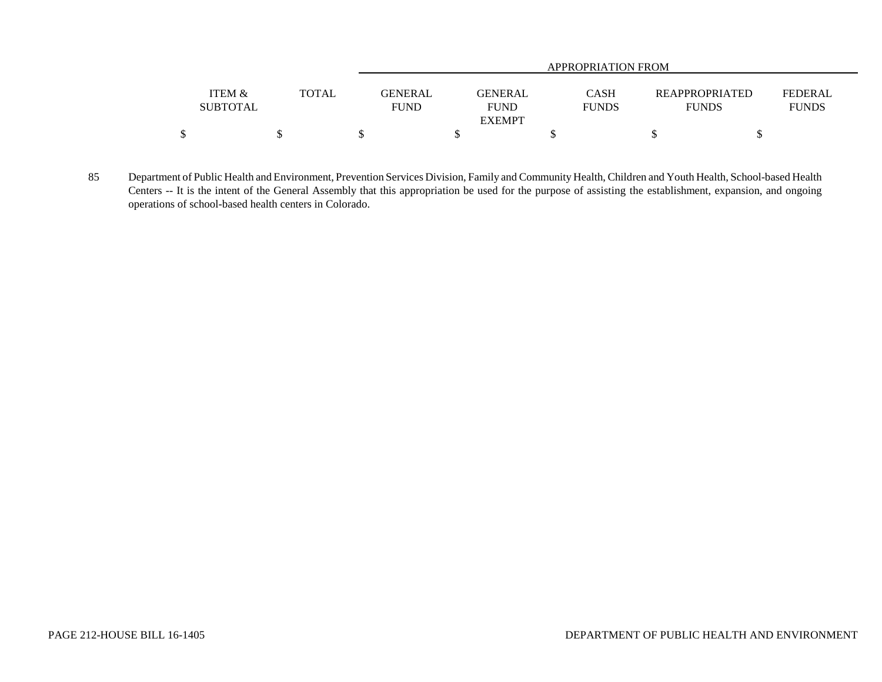| | | APPROPRIATION FROM | | | | |
|---|---|---|---|---|---|---|
| ITEM & SUBTOTAL | TOTAL | GENERAL FUND | GENERAL FUND EXEMPT | CASH FUNDS | REAPPROPRIATED FUNDS | FEDERAL FUNDS |
| $ | $ | $ | $ | $ | $ | $ |

85 Department of Public Health and Environment, Prevention Services Division, Family and Community Health, Children and Youth Health, School-based Health Centers -- It is the intent of the General Assembly that this appropriation be used for the purpose of assisting the establishment, expansion, and ongoing operations of school-based health centers in Colorado.